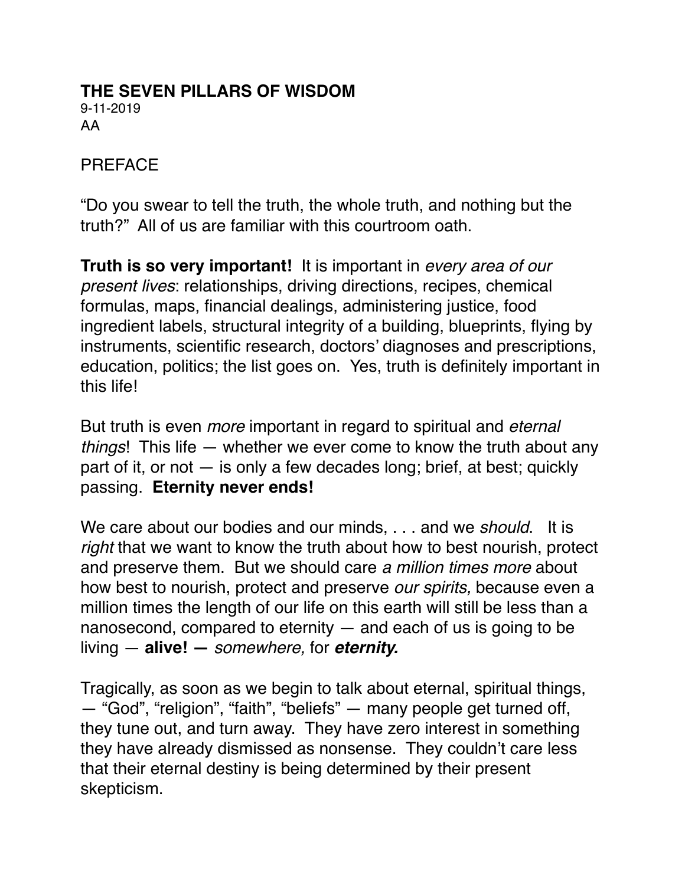# THE SEVEN PILLARS OF WISDOM

9-11-2019
AA

## PREFACE

"Do you swear to tell the truth, the whole truth, and nothing but the truth?" All of us are familiar with this courtroom oath.

**Truth is so very important!** It is important in *every area of our present lives*: relationships, driving directions, recipes, chemical formulas, maps, financial dealings, administering justice, food ingredient labels, structural integrity of a building, blueprints, flying by instruments, scientific research, doctors' diagnoses and prescriptions, education, politics; the list goes on. Yes, truth is definitely important in this life!

But truth is even *more* important in regard to spiritual and *eternal things*! This life — whether we ever come to know the truth about any part of it, or not — is only a few decades long; brief, at best; quickly passing. **Eternity never ends!**

We care about our bodies and our minds, . . . and we *should*. It is *right* that we want to know the truth about how to best nourish, protect and preserve them. But we should care *a million times more* about how best to nourish, protect and preserve *our spirits,* because even a million times the length of our life on this earth will still be less than a nanosecond, compared to eternity — and each of us is going to be living — **alive! —** *somewhere,* for ***eternity.***

Tragically, as soon as we begin to talk about eternal, spiritual things, — "God", "religion", "faith", "beliefs" — many people get turned off, they tune out, and turn away. They have zero interest in something they have already dismissed as nonsense. They couldn't care less that their eternal destiny is being determined by their present skepticism.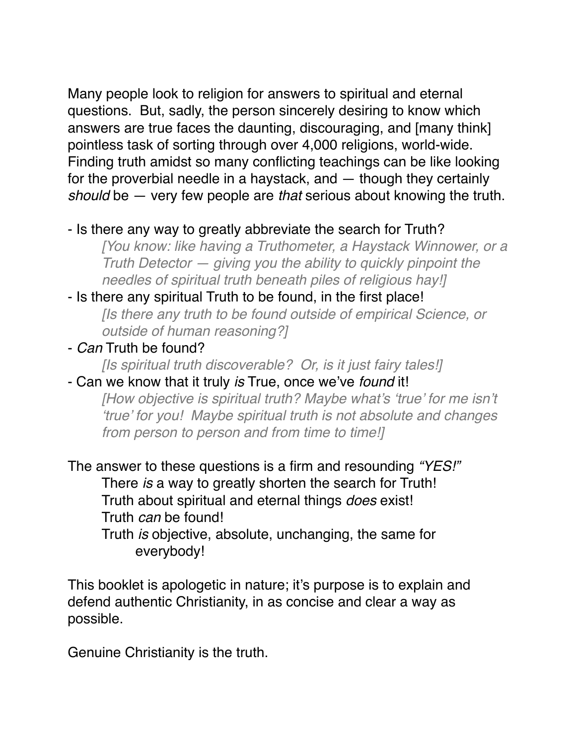Many people look to religion for answers to spiritual and eternal questions. But, sadly, the person sincerely desiring to know which answers are true faces the daunting, discouraging, and [many think] pointless task of sorting through over 4,000 religions, world-wide. Finding truth amidst so many conflicting teachings can be like looking for the proverbial needle in a haystack, and — though they certainly *should* be — very few people are *that* serious about knowing the truth.

- Is there any way to greatly abbreviate the search for Truth?
  *[You know: like having a Truthometer, a Haystack Winnower, or a Truth Detector — giving you the ability to quickly pinpoint the needles of spiritual truth beneath piles of religious hay!]*
- Is there any spiritual Truth to be found, in the first place!
  *[Is there any truth to be found outside of empirical Science, or outside of human reasoning?]*
- *Can* Truth be found?
  *[Is spiritual truth discoverable? Or, is it just fairy tales!]*
- Can we know that it truly *is* True, once we've *found* it!
  *[How objective is spiritual truth? Maybe what's 'true' for me isn't 'true' for you! Maybe spiritual truth is not absolute and changes from person to person and from time to time!]*

The answer to these questions is a firm and resounding *"YES!"*

There *is* a way to greatly shorten the search for Truth!
Truth about spiritual and eternal things *does* exist!
Truth *can* be found!
Truth *is* objective, absolute, unchanging, the same for everybody!

This booklet is apologetic in nature; it's purpose is to explain and defend authentic Christianity, in as concise and clear a way as possible.

Genuine Christianity is the truth.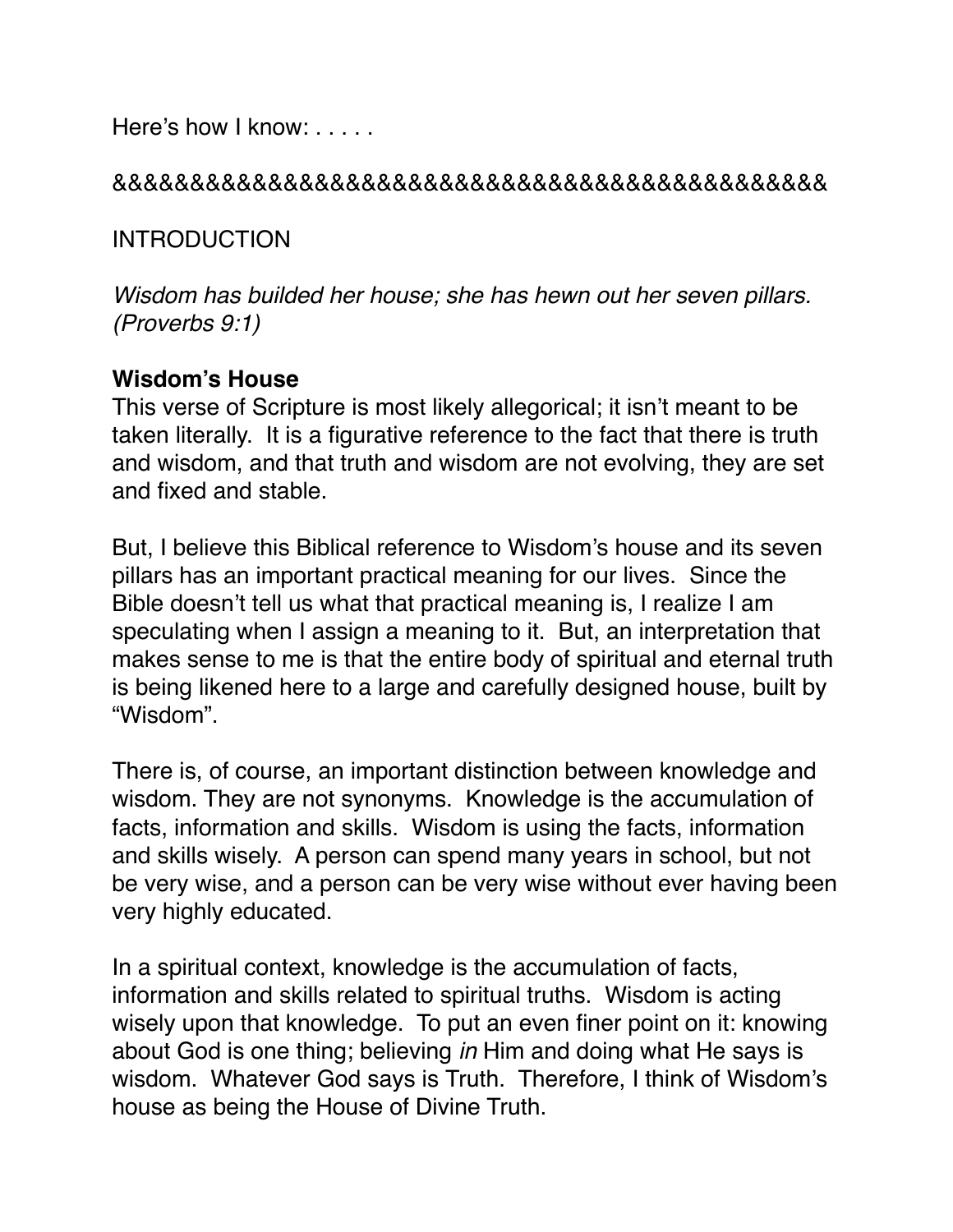Here's how I know: . . . . .

&&&&&&&&&&&&&&&&&&&&&&&&&&&&&&&&&&&&&&&&&&&

INTRODUCTION

*Wisdom has builded her house; she has hewn out her seven pillars. (Proverbs 9:1)*

**Wisdom's House**

This verse of Scripture is most likely allegorical; it isn't meant to be taken literally. It is a figurative reference to the fact that there is truth and wisdom, and that truth and wisdom are not evolving, they are set and fixed and stable.

But, I believe this Biblical reference to Wisdom's house and its seven pillars has an important practical meaning for our lives. Since the Bible doesn't tell us what that practical meaning is, I realize I am speculating when I assign a meaning to it. But, an interpretation that makes sense to me is that the entire body of spiritual and eternal truth is being likened here to a large and carefully designed house, built by "Wisdom".

There is, of course, an important distinction between knowledge and wisdom. They are not synonyms. Knowledge is the accumulation of facts, information and skills. Wisdom is using the facts, information and skills wisely. A person can spend many years in school, but not be very wise, and a person can be very wise without ever having been very highly educated.

In a spiritual context, knowledge is the accumulation of facts, information and skills related to spiritual truths. Wisdom is acting wisely upon that knowledge. To put an even finer point on it: knowing about God is one thing; believing *in* Him and doing what He says is wisdom. Whatever God says is Truth. Therefore, I think of Wisdom's house as being the House of Divine Truth.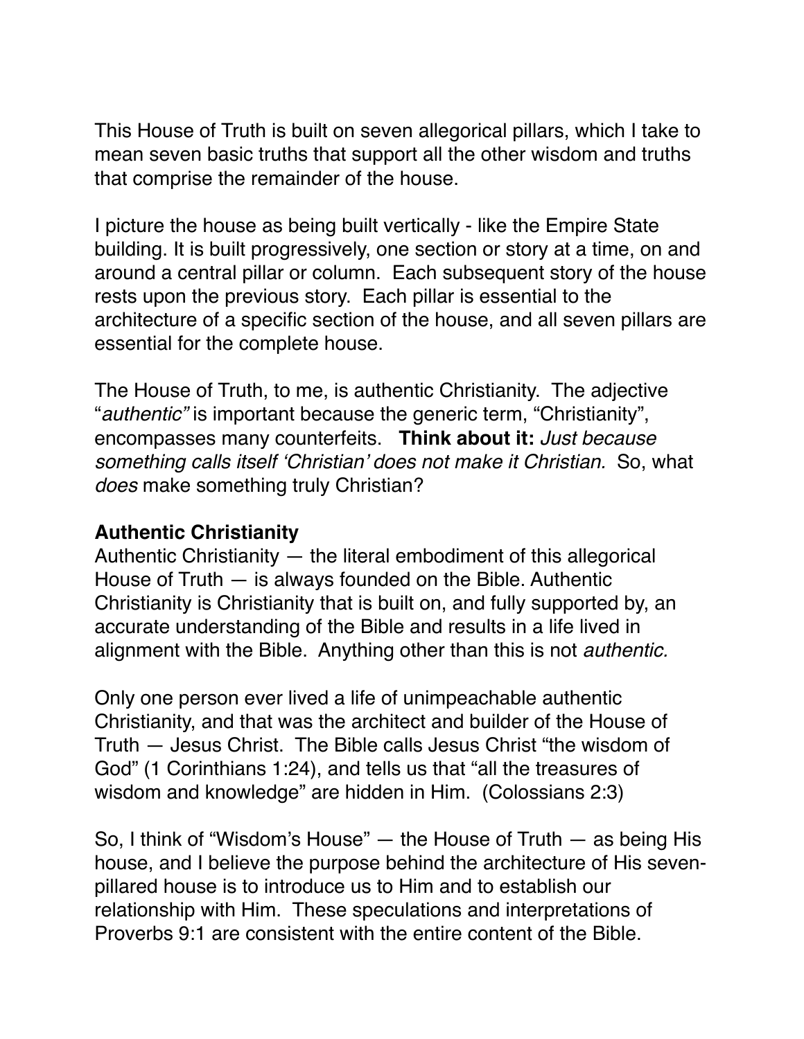This House of Truth is built on seven allegorical pillars, which I take to mean seven basic truths that support all the other wisdom and truths that comprise the remainder of the house.

I picture the house as being built vertically - like the Empire State building. It is built progressively, one section or story at a time, on and around a central pillar or column. Each subsequent story of the house rests upon the previous story. Each pillar is essential to the architecture of a specific section of the house, and all seven pillars are essential for the complete house.

The House of Truth, to me, is authentic Christianity. The adjective "*authentic"* is important because the generic term, "Christianity", encompasses many counterfeits. **Think about it:** *Just because something calls itself 'Christian' does not make it Christian.* So, what *does* make something truly Christian?

**Authentic Christianity**

Authentic Christianity — the literal embodiment of this allegorical House of Truth — is always founded on the Bible. Authentic Christianity is Christianity that is built on, and fully supported by, an accurate understanding of the Bible and results in a life lived in alignment with the Bible. Anything other than this is not *authentic.*

Only one person ever lived a life of unimpeachable authentic Christianity, and that was the architect and builder of the House of Truth — Jesus Christ. The Bible calls Jesus Christ "the wisdom of God" (1 Corinthians 1:24), and tells us that "all the treasures of wisdom and knowledge" are hidden in Him. (Colossians 2:3)

So, I think of "Wisdom's House" — the House of Truth — as being His house, and I believe the purpose behind the architecture of His seven-pillared house is to introduce us to Him and to establish our relationship with Him. These speculations and interpretations of Proverbs 9:1 are consistent with the entire content of the Bible.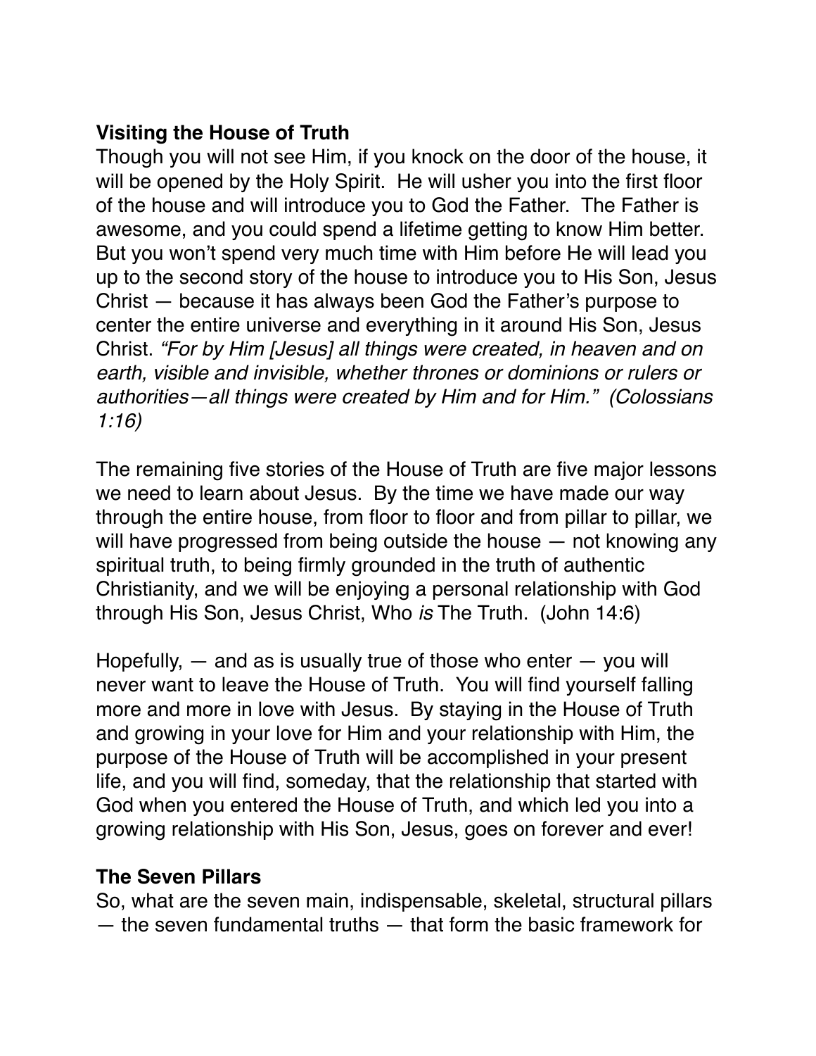**Visiting the House of Truth**

Though you will not see Him, if you knock on the door of the house, it will be opened by the Holy Spirit. He will usher you into the first floor of the house and will introduce you to God the Father. The Father is awesome, and you could spend a lifetime getting to know Him better. But you won't spend very much time with Him before He will lead you up to the second story of the house to introduce you to His Son, Jesus Christ — because it has always been God the Father's purpose to center the entire universe and everything in it around His Son, Jesus Christ. *"For by Him [Jesus] all things were created, in heaven and on earth, visible and invisible, whether thrones or dominions or rulers or authorities—all things were created by Him and for Him." (Colossians 1:16)*

The remaining five stories of the House of Truth are five major lessons we need to learn about Jesus. By the time we have made our way through the entire house, from floor to floor and from pillar to pillar, we will have progressed from being outside the house — not knowing any spiritual truth, to being firmly grounded in the truth of authentic Christianity, and we will be enjoying a personal relationship with God through His Son, Jesus Christ, Who *is* The Truth. (John 14:6)

Hopefully, — and as is usually true of those who enter — you will never want to leave the House of Truth. You will find yourself falling more and more in love with Jesus. By staying in the House of Truth and growing in your love for Him and your relationship with Him, the purpose of the House of Truth will be accomplished in your present life, and you will find, someday, that the relationship that started with God when you entered the House of Truth, and which led you into a growing relationship with His Son, Jesus, goes on forever and ever!

**The Seven Pillars**

So, what are the seven main, indispensable, skeletal, structural pillars — the seven fundamental truths — that form the basic framework for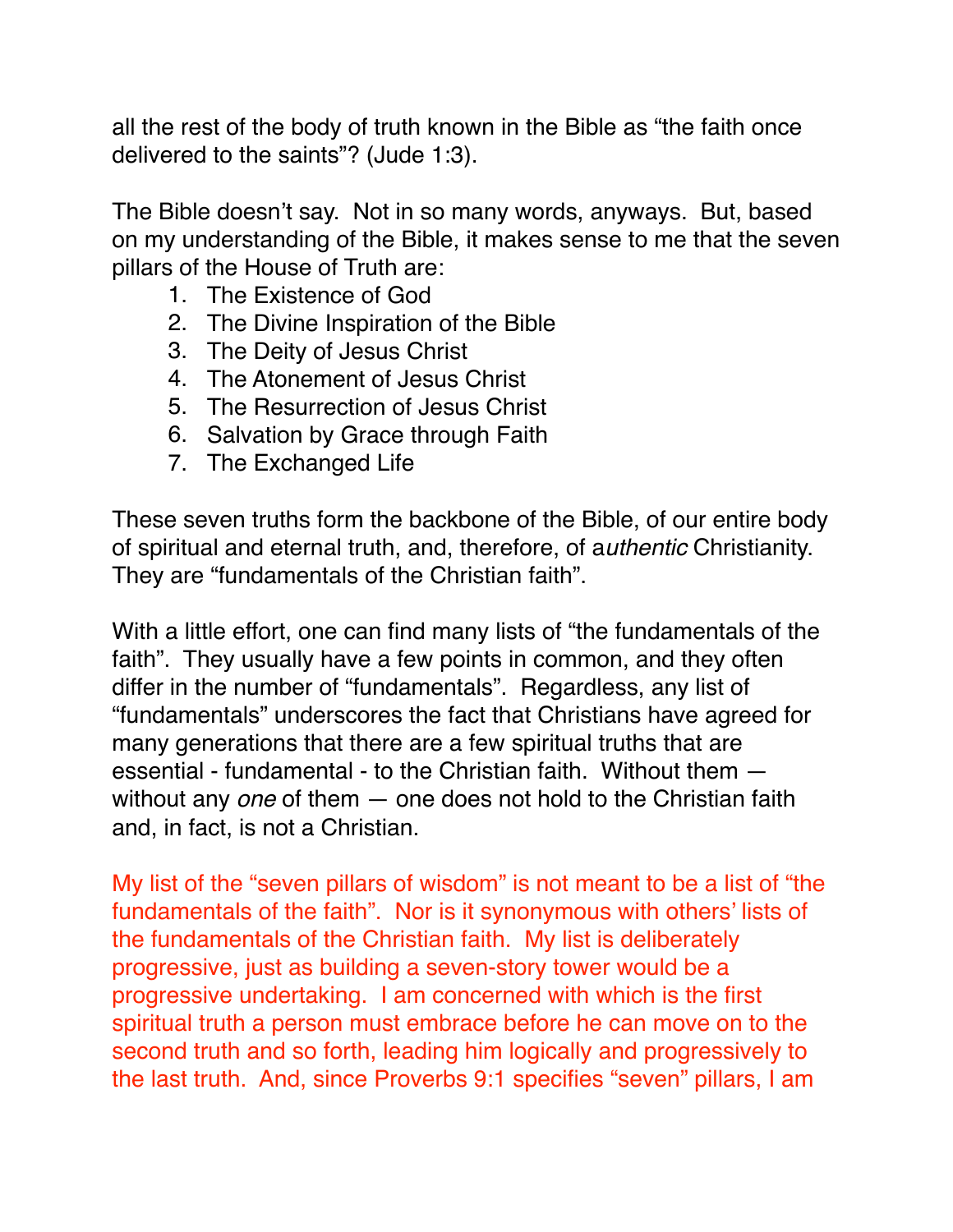all the rest of the body of truth known in the Bible as "the faith once delivered to the saints"? (Jude 1:3).

The Bible doesn't say. Not in so many words, anyways. But, based on my understanding of the Bible, it makes sense to me that the seven pillars of the House of Truth are:

1. The Existence of God
2. The Divine Inspiration of the Bible
3. The Deity of Jesus Christ
4. The Atonement of Jesus Christ
5. The Resurrection of Jesus Christ
6. Salvation by Grace through Faith
7. The Exchanged Life

These seven truths form the backbone of the Bible, of our entire body of spiritual and eternal truth, and, therefore, of a*uthentic* Christianity. They are "fundamentals of the Christian faith".

With a little effort, one can find many lists of "the fundamentals of the faith". They usually have a few points in common, and they often differ in the number of "fundamentals". Regardless, any list of "fundamentals" underscores the fact that Christians have agreed for many generations that there are a few spiritual truths that are essential - fundamental - to the Christian faith. Without them — without any *one* of them — one does not hold to the Christian faith and, in fact, is not a Christian.

My list of the "seven pillars of wisdom" is not meant to be a list of "the fundamentals of the faith". Nor is it synonymous with others' lists of the fundamentals of the Christian faith. My list is deliberately progressive, just as building a seven-story tower would be a progressive undertaking. I am concerned with which is the first spiritual truth a person must embrace before he can move on to the second truth and so forth, leading him logically and progressively to the last truth. And, since Proverbs 9:1 specifies "seven" pillars, I am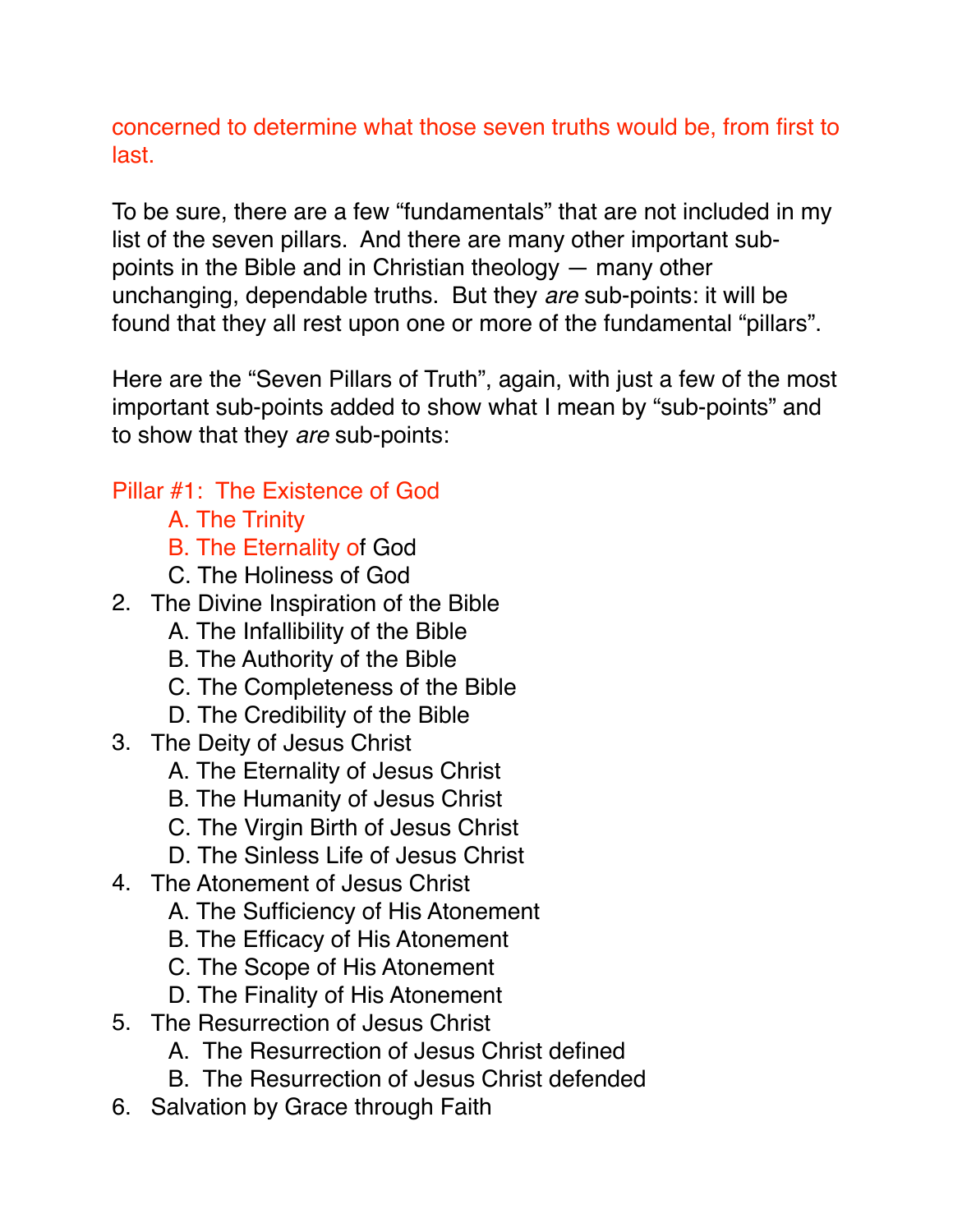concerned to determine what those seven truths would be, from first to last.

To be sure, there are a few “fundamentals” that are not included in my list of the seven pillars. And there are many other important sub-points in the Bible and in Christian theology — many other unchanging, dependable truths. But they *are* sub-points: it will be found that they all rest upon one or more of the fundamental “pillars”.

Here are the “Seven Pillars of Truth”, again, with just a few of the most important sub-points added to show what I mean by “sub-points” and to show that they *are* sub-points:

Pillar #1: The Existence of God
   A. The Trinity
   B. The Eternality of God
   C. The Holiness of God

2. The Divine Inspiration of the Bible
   A. The Infallibility of the Bible
   B. The Authority of the Bible
   C. The Completeness of the Bible
   D. The Credibility of the Bible
3. The Deity of Jesus Christ
   A. The Eternality of Jesus Christ
   B. The Humanity of Jesus Christ
   C. The Virgin Birth of Jesus Christ
   D. The Sinless Life of Jesus Christ
4. The Atonement of Jesus Christ
   A. The Sufficiency of His Atonement
   B. The Efficacy of His Atonement
   C. The Scope of His Atonement
   D. The Finality of His Atonement
5. The Resurrection of Jesus Christ
   A. The Resurrection of Jesus Christ defined
   B. The Resurrection of Jesus Christ defended
6. Salvation by Grace through Faith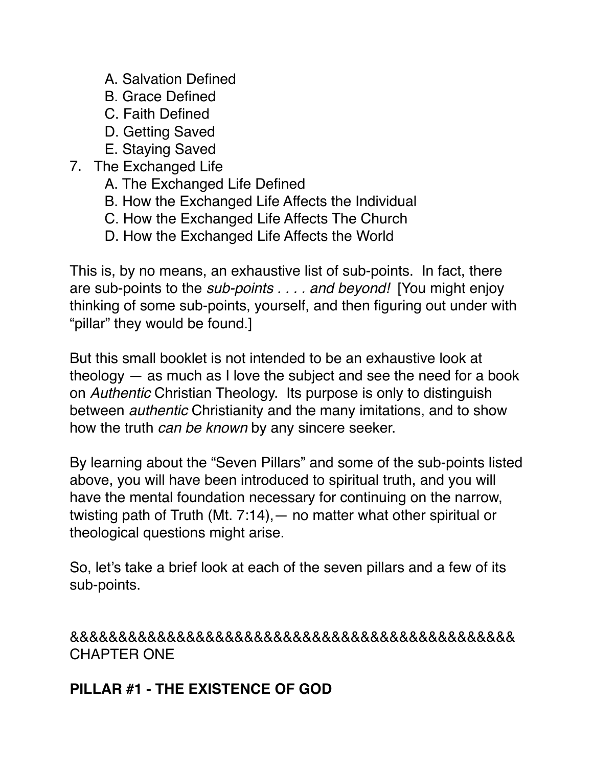A. Salvation Defined
   B. Grace Defined
   C. Faith Defined
   D. Getting Saved
   E. Staying Saved

7. The Exchanged Life
   A. The Exchanged Life Defined
   B. How the Exchanged Life Affects the Individual
   C. How the Exchanged Life Affects The Church
   D. How the Exchanged Life Affects the World

This is, by no means, an exhaustive list of sub-points. In fact, there are sub-points to the *sub-points . . . . and beyond!* [You might enjoy thinking of some sub-points, yourself, and then figuring out under with "pillar" they would be found.]

But this small booklet is not intended to be an exhaustive look at theology — as much as I love the subject and see the need for a book on *Authentic* Christian Theology. Its purpose is only to distinguish between *authentic* Christianity and the many imitations, and to show how the truth *can be known* by any sincere seeker.

By learning about the "Seven Pillars" and some of the sub-points listed above, you will have been introduced to spiritual truth, and you will have the mental foundation necessary for continuing on the narrow, twisting path of Truth (Mt. 7:14),— no matter what other spiritual or theological questions might arise.

So, let's take a brief look at each of the seven pillars and a few of its sub-points.

&&&&&&&&&&&&&&&&&&&&&&&&&&&&&&&&&&&&&&&&&&&&
CHAPTER ONE

**PILLAR #1 - THE EXISTENCE OF GOD**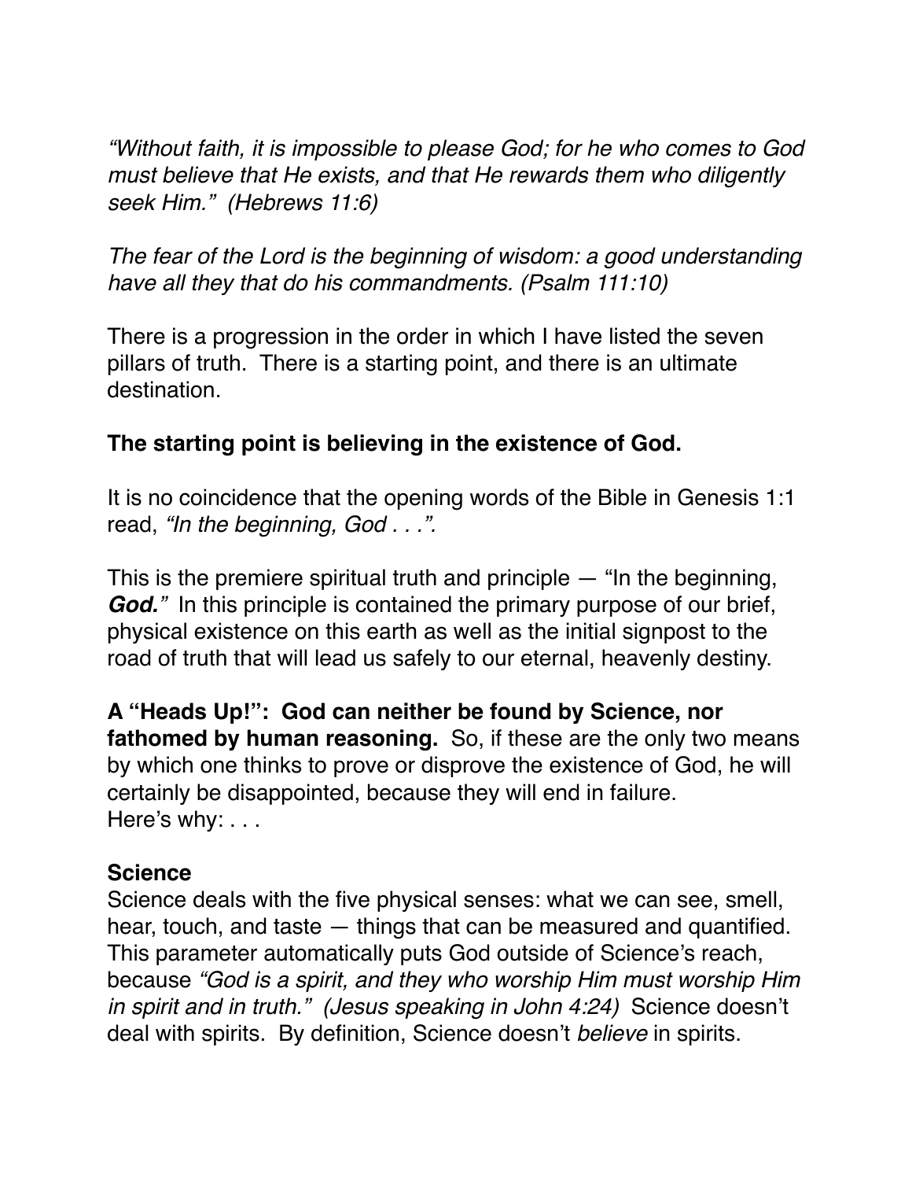*"Without faith, it is impossible to please God; for he who comes to God must believe that He exists, and that He rewards them who diligently seek Him." (Hebrews 11:6)*

*The fear of the Lord is the beginning of wisdom: a good understanding have all they that do his commandments. (Psalm 111:10)*

There is a progression in the order in which I have listed the seven pillars of truth. There is a starting point, and there is an ultimate destination.

**The starting point is believing in the existence of God.**

It is no coincidence that the opening words of the Bible in Genesis 1:1 read, *"In the beginning, God . . .".*

This is the premiere spiritual truth and principle — "In the beginning, ***God.***" In this principle is contained the primary purpose of our brief, physical existence on this earth as well as the initial signpost to the road of truth that will lead us safely to our eternal, heavenly destiny.

**A "Heads Up!": God can neither be found by Science, nor fathomed by human reasoning.** So, if these are the only two means by which one thinks to prove or disprove the existence of God, he will certainly be disappointed, because they will end in failure.
Here's why: . . .

**Science**
Science deals with the five physical senses: what we can see, smell, hear, touch, and taste — things that can be measured and quantified. This parameter automatically puts God outside of Science's reach, because *"God is a spirit, and they who worship Him must worship Him in spirit and in truth." (Jesus speaking in John 4:24)* Science doesn't deal with spirits. By definition, Science doesn't *believe* in spirits.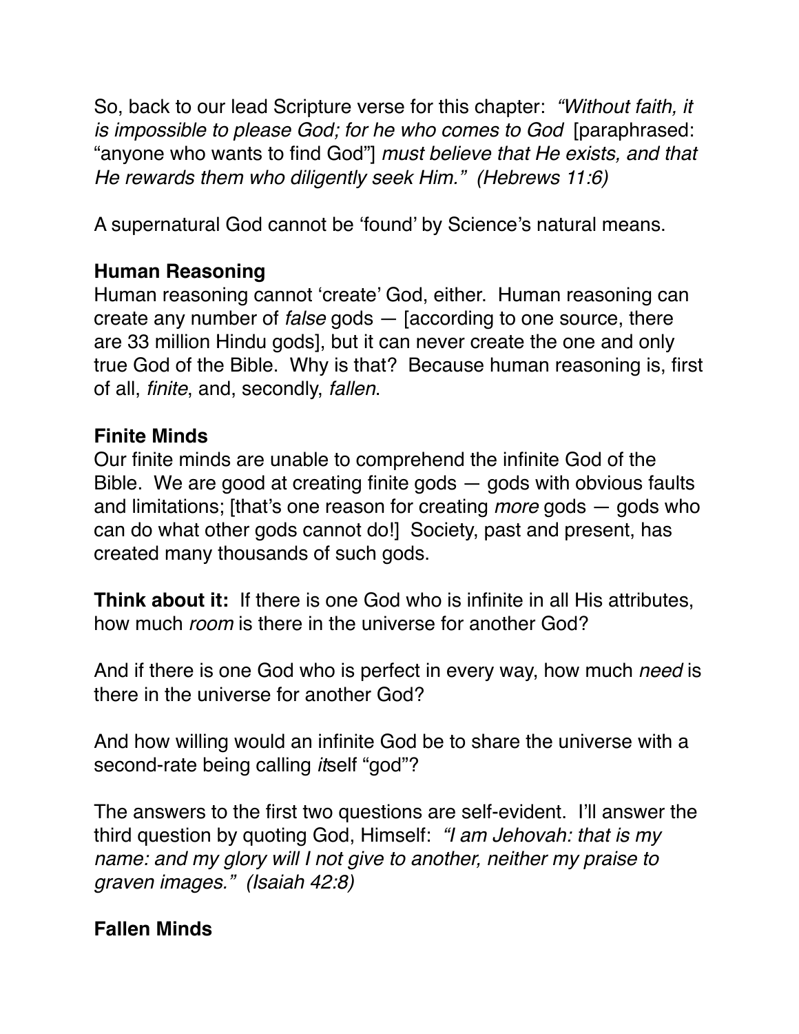So, back to our lead Scripture verse for this chapter: *"Without faith, it is impossible to please God; for he who comes to God* [paraphrased: "anyone who wants to find God"] *must believe that He exists, and that He rewards them who diligently seek Him." (Hebrews 11:6)*

A supernatural God cannot be 'found' by Science's natural means.

**Human Reasoning**
Human reasoning cannot 'create' God, either. Human reasoning can create any number of *false* gods — [according to one source, there are 33 million Hindu gods], but it can never create the one and only true God of the Bible. Why is that? Because human reasoning is, first of all, *finite*, and, secondly, *fallen*.

**Finite Minds**
Our finite minds are unable to comprehend the infinite God of the Bible. We are good at creating finite gods — gods with obvious faults and limitations; [that's one reason for creating *more* gods — gods who can do what other gods cannot do!] Society, past and present, has created many thousands of such gods.

**Think about it:** If there is one God who is infinite in all His attributes, how much *room* is there in the universe for another God?

And if there is one God who is perfect in every way, how much *need* is there in the universe for another God?

And how willing would an infinite God be to share the universe with a second-rate being calling *it*self "god"?

The answers to the first two questions are self-evident. I'll answer the third question by quoting God, Himself: *"I am Jehovah: that is my name: and my glory will I not give to another, neither my praise to graven images." (Isaiah 42:8)*

**Fallen Minds**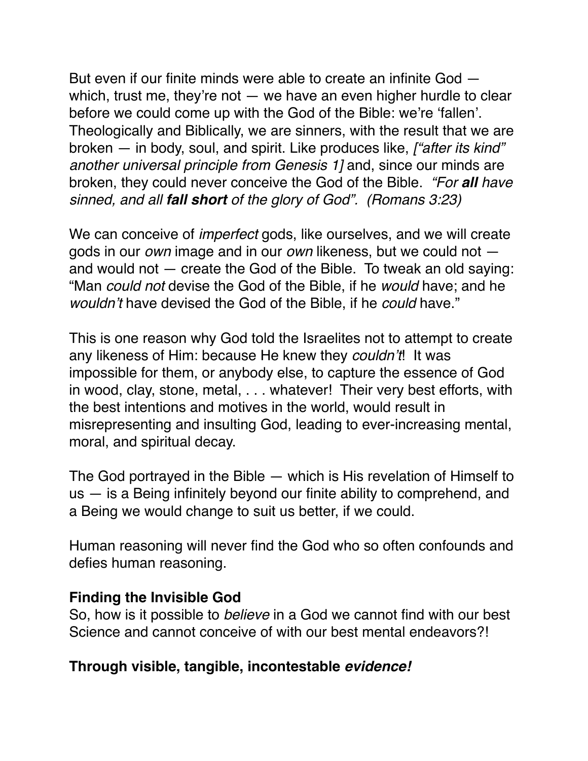But even if our finite minds were able to create an infinite God — which, trust me, they're not — we have an even higher hurdle to clear before we could come up with the God of the Bible: we're 'fallen'. Theologically and Biblically, we are sinners, with the result that we are broken — in body, soul, and spirit. Like produces like, *["after its kind" another universal principle from Genesis 1]* and, since our minds are broken, they could never conceive the God of the Bible. *"For **all** have sinned, and all **fall short** of the glory of God". (Romans 3:23)*

We can conceive of *imperfect* gods, like ourselves, and we will create gods in our *own* image and in our *own* likeness, but we could not — and would not — create the God of the Bible. To tweak an old saying: "Man *could not* devise the God of the Bible, if he *would* have; and he *wouldn't* have devised the God of the Bible, if he *could* have."

This is one reason why God told the Israelites not to attempt to create any likeness of Him: because He knew they *couldn't*! It was impossible for them, or anybody else, to capture the essence of God in wood, clay, stone, metal, . . . whatever! Their very best efforts, with the best intentions and motives in the world, would result in misrepresenting and insulting God, leading to ever-increasing mental, moral, and spiritual decay.

The God portrayed in the Bible — which is His revelation of Himself to us — is a Being infinitely beyond our finite ability to comprehend, and a Being we would change to suit us better, if we could.

Human reasoning will never find the God who so often confounds and defies human reasoning.

**Finding the Invisible God**

So, how is it possible to *believe* in a God we cannot find with our best Science and cannot conceive of with our best mental endeavors?!

**Through visible, tangible, incontestable *evidence!***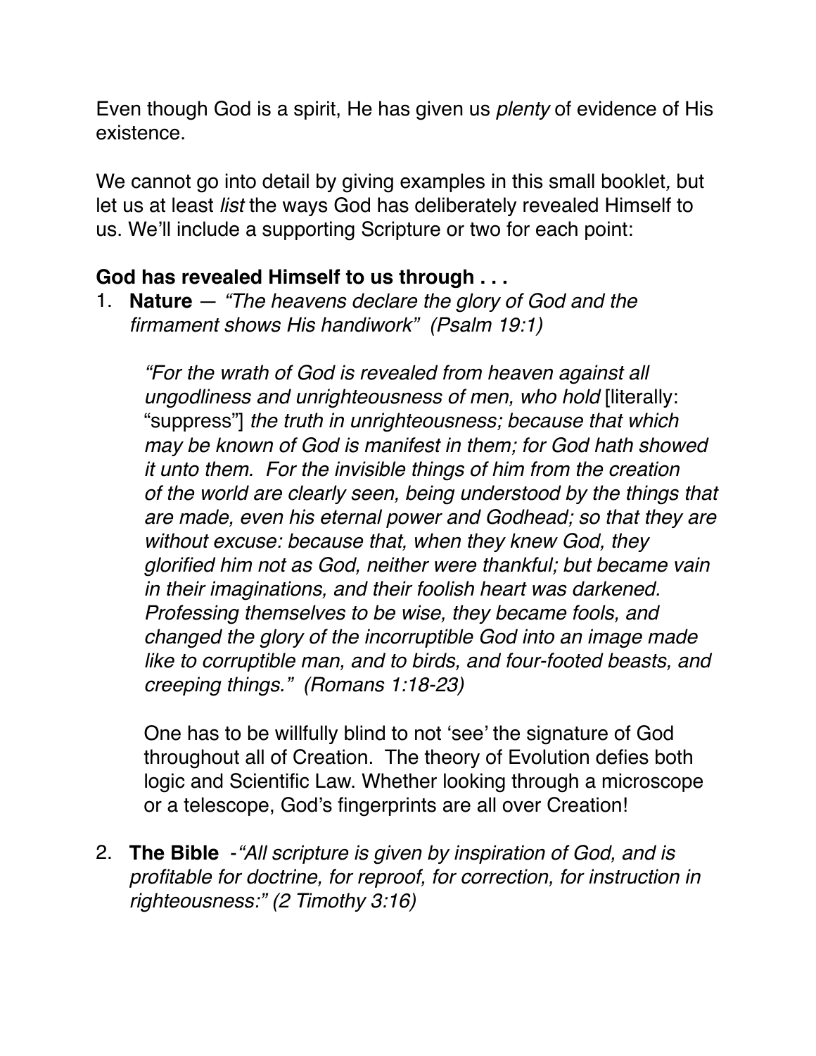Even though God is a spirit, He has given us *plenty* of evidence of His existence.

We cannot go into detail by giving examples in this small booklet, but let us at least *list* the ways God has deliberately revealed Himself to us. We'll include a supporting Scripture or two for each point:

**God has revealed Himself to us through . . .**

1. **Nature** — *"The heavens declare the glory of God and the firmament shows His handiwork" (Psalm 19:1)*

   *"For the wrath of God is revealed from heaven against all ungodliness and unrighteousness of men, who hold* [literally: "suppress"] *the truth in unrighteousness; because that which may be known of God is manifest in them; for God hath showed it unto them. For the invisible things of him from the creation of the world are clearly seen, being understood by the things that are made, even his eternal power and Godhead; so that they are without excuse: because that, when they knew God, they glorified him not as God, neither were thankful; but became vain in their imaginations, and their foolish heart was darkened. Professing themselves to be wise, they became fools, and changed the glory of the incorruptible God into an image made like to corruptible man, and to birds, and four-footed beasts, and creeping things." (Romans 1:18-23)*

   One has to be willfully blind to not 'see' the signature of God throughout all of Creation. The theory of Evolution defies both logic and Scientific Law. Whether looking through a microscope or a telescope, God's fingerprints are all over Creation!

2. **The Bible** -*"All scripture is given by inspiration of God, and is profitable for doctrine, for reproof, for correction, for instruction in righteousness:" (2 Timothy 3:16)*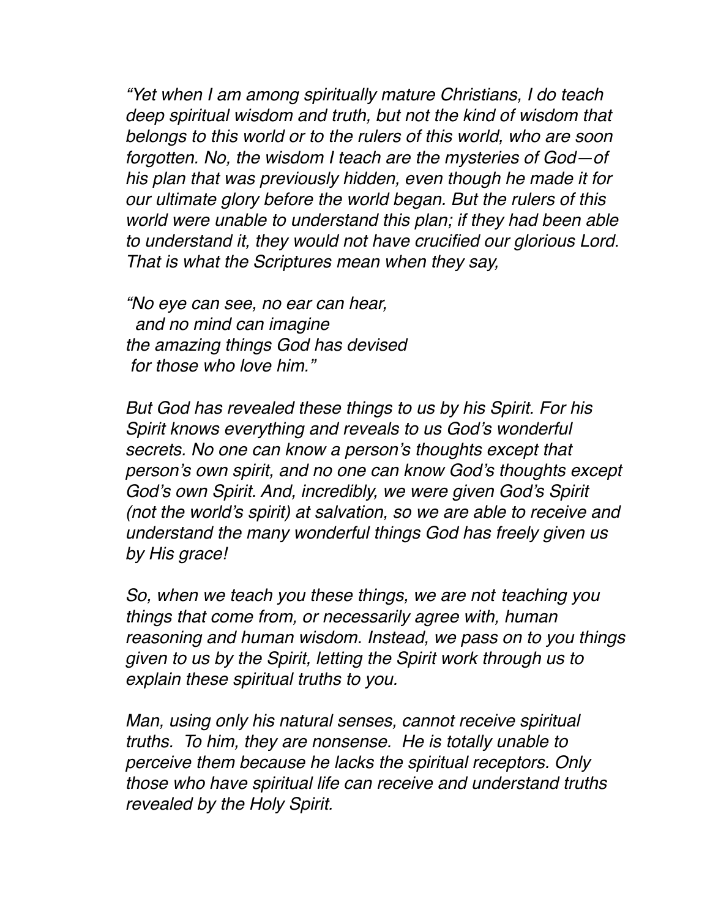*“Yet when I am among spiritually mature Christians, I do teach deep spiritual wisdom and truth, but not the kind of wisdom that belongs to this world or to the rulers of this world, who are soon forgotten. No, the wisdom I teach are the mysteries of God—of his plan that was previously hidden, even though he made it for our ultimate glory before the world began. But the rulers of this world were unable to understand this plan; if they had been able to understand it, they would not have crucified our glorious Lord. That is what the Scriptures mean when they say,*

*“No eye can see, no ear can hear,*
*and no mind can imagine*
*the amazing things God has devised*
*for those who love him.”*

*But God has revealed these things to us by his Spirit. For his Spirit knows everything and reveals to us God’s wonderful secrets. No one can know a person’s thoughts except that person’s own spirit, and no one can know God’s thoughts except God’s own Spirit. And, incredibly, we were given God’s Spirit (not the world’s spirit) at salvation, so we are able to receive and understand the many wonderful things God has freely given us by His grace!*

*So, when we teach you these things, we are not teaching you things that come from, or necessarily agree with, human reasoning and human wisdom. Instead, we pass on to you things given to us by the Spirit, letting the Spirit work through us to explain these spiritual truths to you.*

*Man, using only his natural senses, cannot receive spiritual truths. To him, they are nonsense. He is totally unable to perceive them because he lacks the spiritual receptors. Only those who have spiritual life can receive and understand truths revealed by the Holy Spirit.*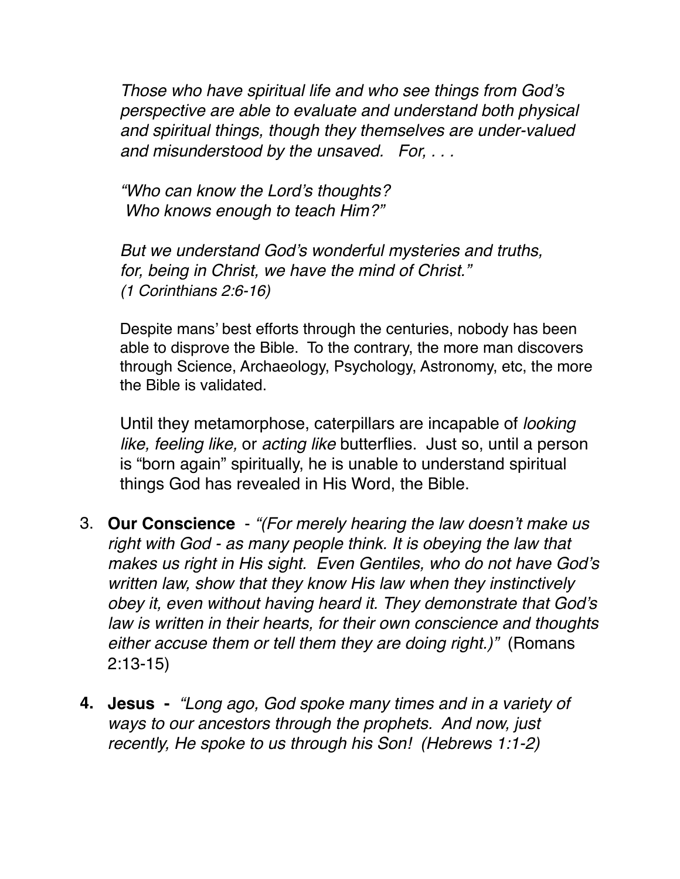*Those who have spiritual life and who see things from God's perspective are able to evaluate and understand both physical and spiritual things, though they themselves are under-valued and misunderstood by the unsaved.   For, . . .*

*"Who can know the Lord's thoughts?*
*Who knows enough to teach Him?"*

*But we understand God's wonderful mysteries and truths, for, being in Christ, we have the mind of Christ."*
*(1 Corinthians 2:6-16)*

Despite mans' best efforts through the centuries, nobody has been able to disprove the Bible.  To the contrary, the more man discovers through Science, Archaeology, Psychology, Astronomy, etc, the more the Bible is validated.

Until they metamorphose, caterpillars are incapable of *looking like, feeling like,* or *acting like* butterflies.  Just so, until a person is "born again" spiritually, he is unable to understand spiritual things God has revealed in His Word, the Bible.

3. **Our Conscience** - *"(For merely hearing the law doesn't make us right with God - as many people think. It is obeying the law that makes us right in His sight.  Even Gentiles, who do not have God's written law, show that they know His law when they instinctively obey it, even without having heard it. They demonstrate that God's law is written in their hearts, for their own conscience and thoughts either accuse them or tell them they are doing right.)"* (Romans 2:13-15)

4. **Jesus -** *"Long ago, God spoke many times and in a variety of ways to our ancestors through the prophets.  And now, just recently, He spoke to us through his Son!  (Hebrews 1:1-2)*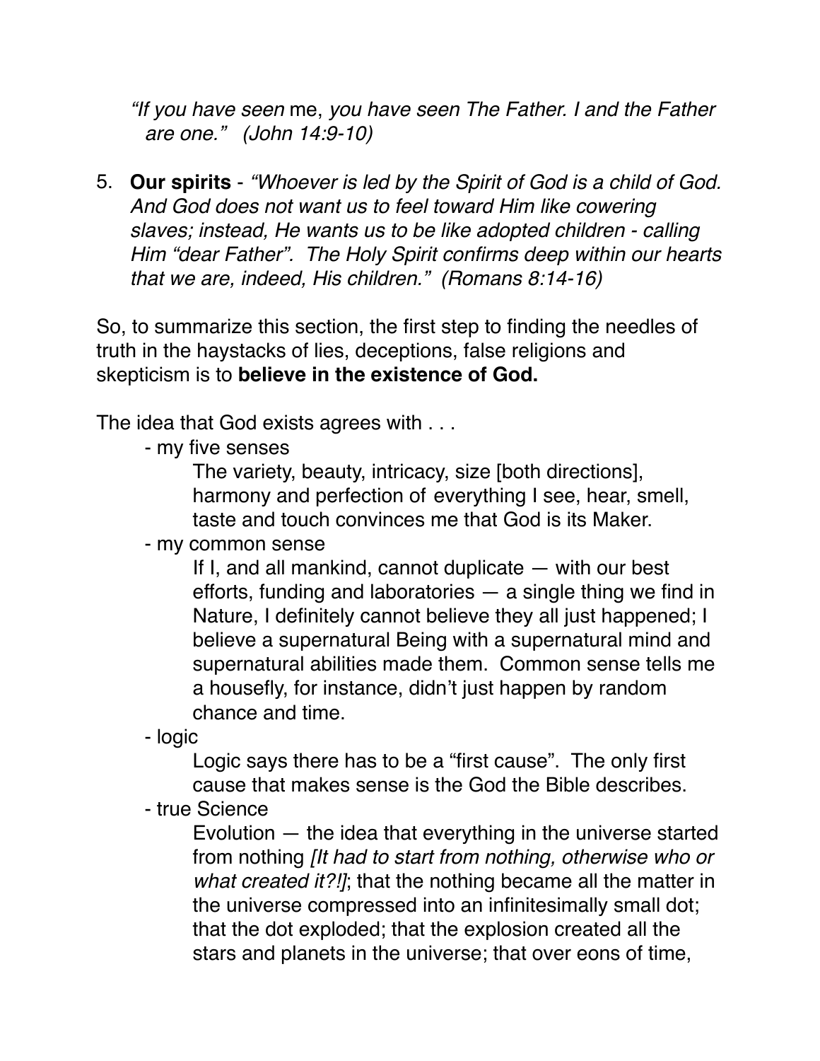*"If you have seen* me, *you have seen The Father. I and the Father are one." (John 14:9-10)*

5. **Our spirits** - *"Whoever is led by the Spirit of God is a child of God. And God does not want us to feel toward Him like cowering slaves; instead, He wants us to be like adopted children - calling Him "dear Father". The Holy Spirit confirms deep within our hearts that we are, indeed, His children." (Romans 8:14-16)*

So, to summarize this section, the first step to finding the needles of truth in the haystacks of lies, deceptions, false religions and skepticism is to **believe in the existence of God.**

The idea that God exists agrees with . . .

- my five senses

  The variety, beauty, intricacy, size [both directions], harmony and perfection of everything I see, hear, smell, taste and touch convinces me that God is its Maker.

- my common sense

  If I, and all mankind, cannot duplicate — with our best efforts, funding and laboratories — a single thing we find in Nature, I definitely cannot believe they all just happened; I believe a supernatural Being with a supernatural mind and supernatural abilities made them. Common sense tells me a housefly, for instance, didn't just happen by random chance and time.

- logic

  Logic says there has to be a "first cause". The only first cause that makes sense is the God the Bible describes.

- true Science

  Evolution — the idea that everything in the universe started from nothing *[It had to start from nothing, otherwise who or what created it?!]*; that the nothing became all the matter in the universe compressed into an infinitesimally small dot; that the dot exploded; that the explosion created all the stars and planets in the universe; that over eons of time,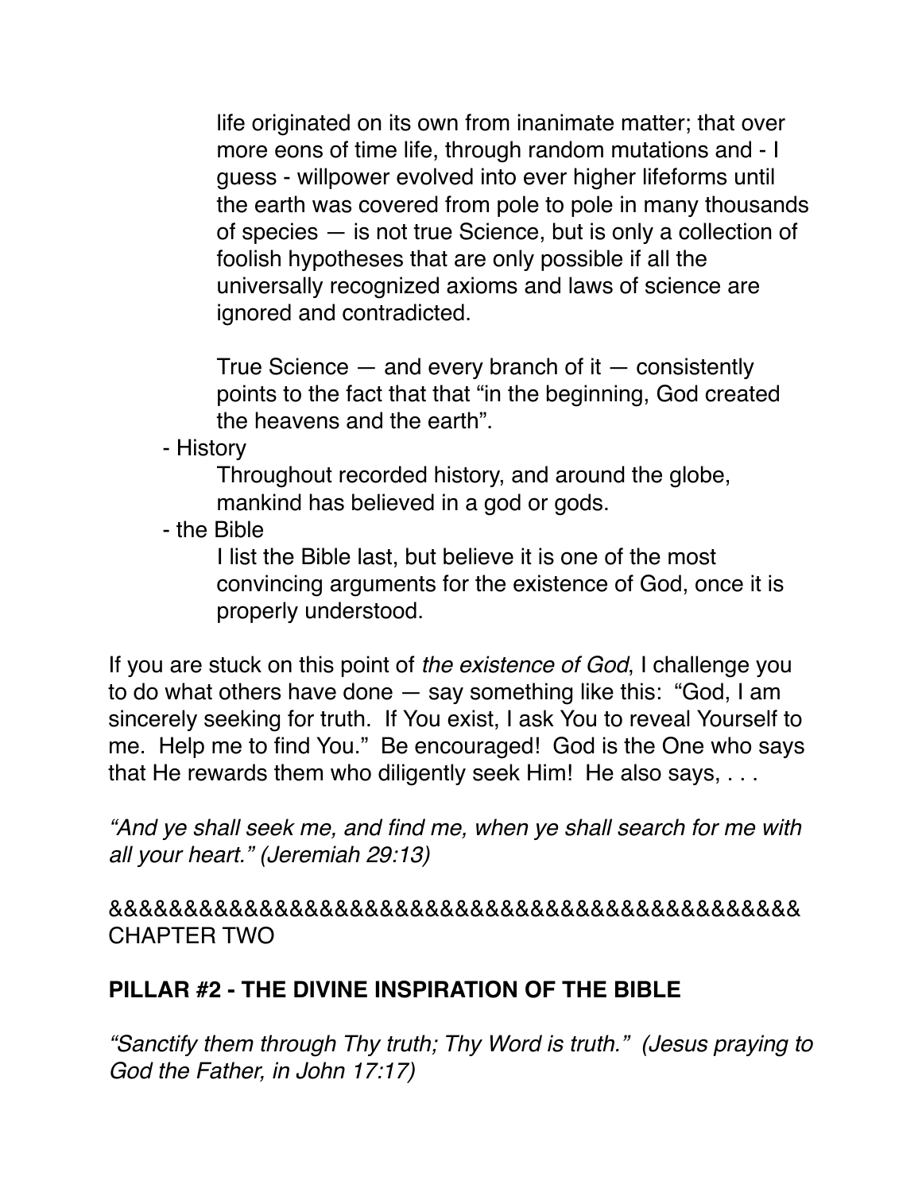life originated on its own from inanimate matter; that over more eons of time life, through random mutations and - I guess - willpower evolved into ever higher lifeforms until the earth was covered from pole to pole in many thousands of species — is not true Science, but is only a collection of foolish hypotheses that are only possible if all the universally recognized axioms and laws of science are ignored and contradicted.

True Science — and every branch of it — consistently points to the fact that that "in the beginning, God created the heavens and the earth".

- History

  Throughout recorded history, and around the globe, mankind has believed in a god or gods.

- the Bible

  I list the Bible last, but believe it is one of the most convincing arguments for the existence of God, once it is properly understood.

If you are stuck on this point of *the existence of God*, I challenge you to do what others have done — say something like this: "God, I am sincerely seeking for truth. If You exist, I ask You to reveal Yourself to me. Help me to find You." Be encouraged! God is the One who says that He rewards them who diligently seek Him! He also says, . . .

*"And ye shall seek me, and find me, when ye shall search for me with all your heart." (Jeremiah 29:13)*

&&&&&&&&&&&&&&&&&&&&&&&&&&&&&&&&&&&&&&&&&&&&&&&&
CHAPTER TWO

## PILLAR #2 - THE DIVINE INSPIRATION OF THE BIBLE

*"Sanctify them through Thy truth; Thy Word is truth." (Jesus praying to God the Father, in John 17:17)*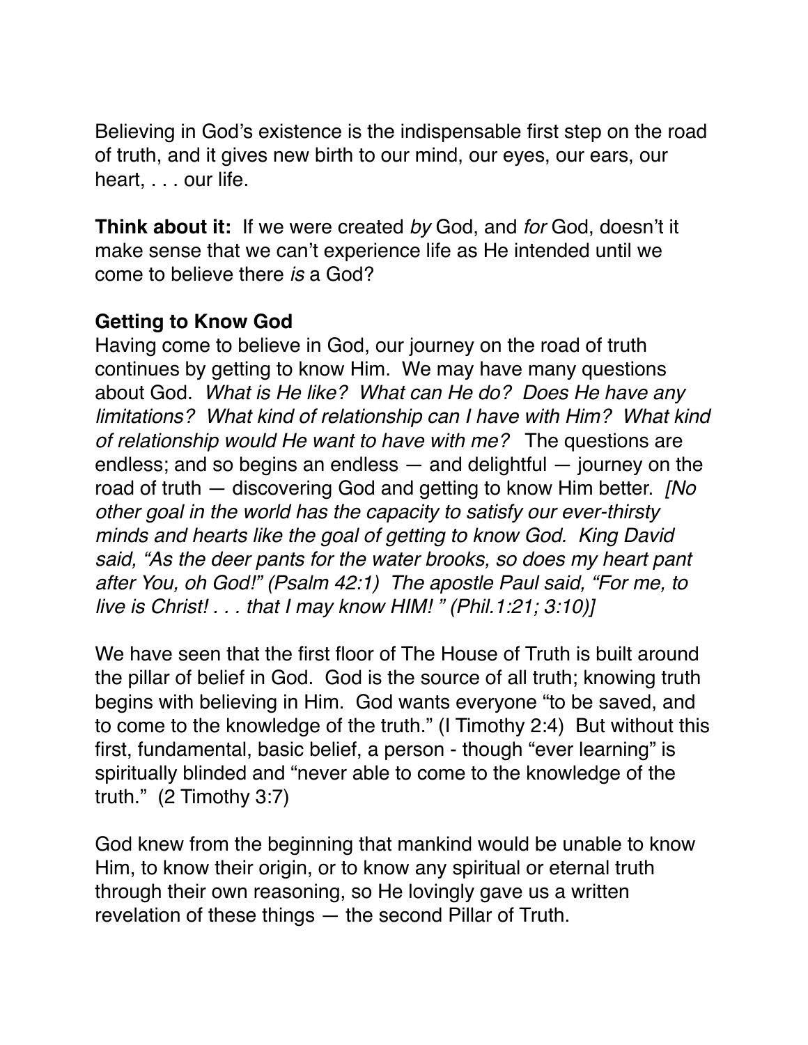Believing in God's existence is the indispensable first step on the road of truth, and it gives new birth to our mind, our eyes, our ears, our heart, . . . our life.

**Think about it:** If we were created *by* God, and *for* God, doesn't it make sense that we can't experience life as He intended until we come to believe there *is* a God?

### Getting to Know God

Having come to believe in God, our journey on the road of truth continues by getting to know Him. We may have many questions about God. *What is He like? What can He do? Does He have any limitations? What kind of relationship can I have with Him? What kind of relationship would He want to have with me?* The questions are endless; and so begins an endless — and delightful — journey on the road of truth — discovering God and getting to know Him better. *[No other goal in the world has the capacity to satisfy our ever-thirsty minds and hearts like the goal of getting to know God. King David said, "As the deer pants for the water brooks, so does my heart pant after You, oh God!" (Psalm 42:1) The apostle Paul said, "For me, to live is Christ! . . . that I may know HIM! " (Phil.1:21; 3:10)]*

We have seen that the first floor of The House of Truth is built around the pillar of belief in God. God is the source of all truth; knowing truth begins with believing in Him. God wants everyone "to be saved, and to come to the knowledge of the truth." (I Timothy 2:4) But without this first, fundamental, basic belief, a person - though "ever learning" is spiritually blinded and "never able to come to the knowledge of the truth." (2 Timothy 3:7)

God knew from the beginning that mankind would be unable to know Him, to know their origin, or to know any spiritual or eternal truth through their own reasoning, so He lovingly gave us a written revelation of these things — the second Pillar of Truth.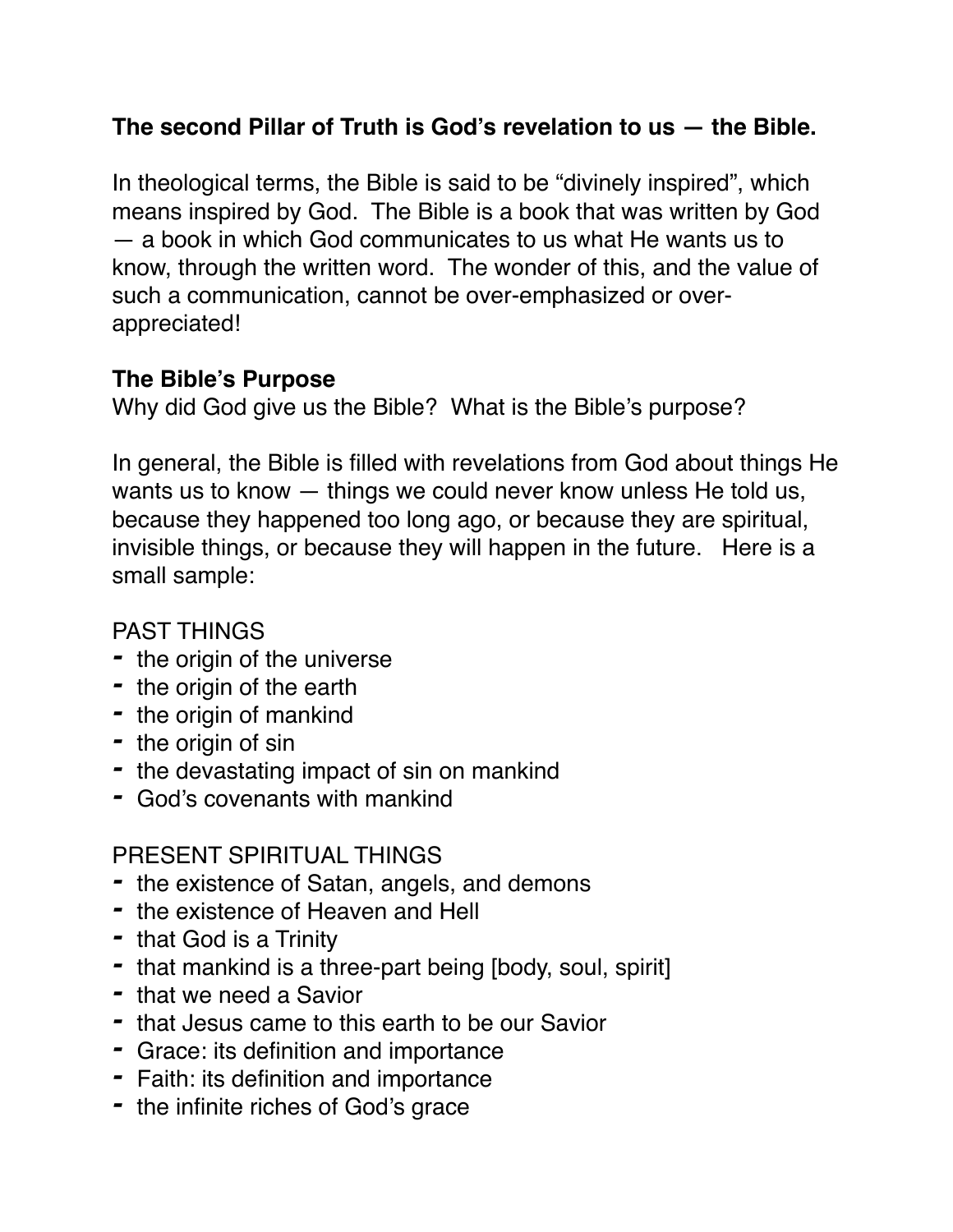**The second Pillar of Truth is God's revelation to us — the Bible.**

In theological terms, the Bible is said to be "divinely inspired", which means inspired by God. The Bible is a book that was written by God — a book in which God communicates to us what He wants us to know, through the written word. The wonder of this, and the value of such a communication, cannot be over-emphasized or over-appreciated!

**The Bible's Purpose**

Why did God give us the Bible? What is the Bible's purpose?

In general, the Bible is filled with revelations from God about things He wants us to know — things we could never know unless He told us, because they happened too long ago, or because they are spiritual, invisible things, or because they will happen in the future. Here is a small sample:

PAST THINGS

- the origin of the universe
- the origin of the earth
- the origin of mankind
- the origin of sin
- the devastating impact of sin on mankind
- God's covenants with mankind

PRESENT SPIRITUAL THINGS

- the existence of Satan, angels, and demons
- the existence of Heaven and Hell
- that God is a Trinity
- that mankind is a three-part being [body, soul, spirit]
- that we need a Savior
- that Jesus came to this earth to be our Savior
- Grace: its definition and importance
- Faith: its definition and importance
- the infinite riches of God's grace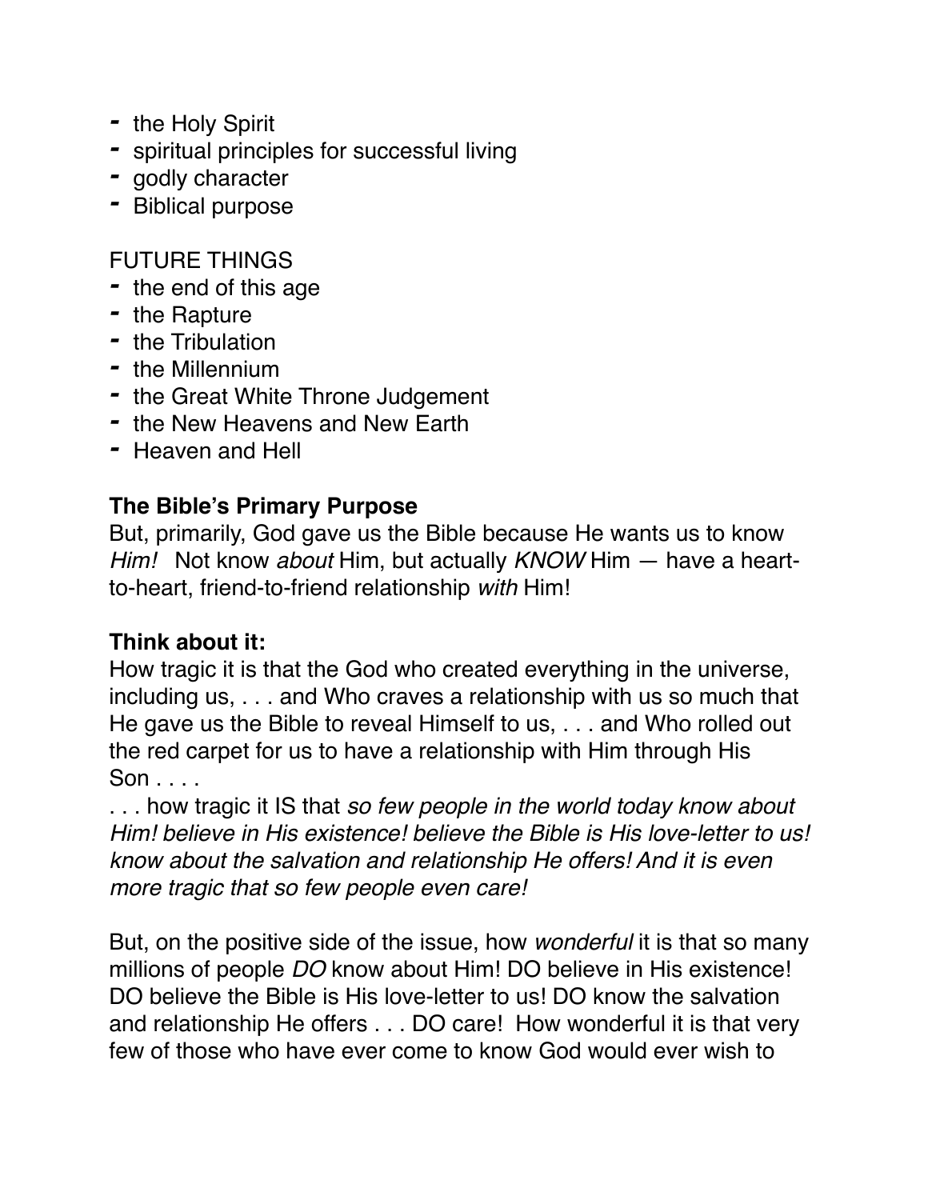- the Holy Spirit
- spiritual principles for successful living
- godly character
- Biblical purpose

FUTURE THINGS
- the end of this age
- the Rapture
- the Tribulation
- the Millennium
- the Great White Throne Judgement
- the New Heavens and New Earth
- Heaven and Hell

**The Bible's Primary Purpose**
But, primarily, God gave us the Bible because He wants us to know *Him!* Not know *about* Him, but actually *KNOW* Him — have a heart-to-heart, friend-to-friend relationship *with* Him!

**Think about it:**
How tragic it is that the God who created everything in the universe, including us, . . . and Who craves a relationship with us so much that He gave us the Bible to reveal Himself to us, . . . and Who rolled out the red carpet for us to have a relationship with Him through His Son . . . .
. . . how tragic it IS that *so few people in the world today know about Him! believe in His existence! believe the Bible is His love-letter to us! know about the salvation and relationship He offers! And it is even more tragic that so few people even care!*

But, on the positive side of the issue, how *wonderful* it is that so many millions of people *DO* know about Him! DO believe in His existence! DO believe the Bible is His love-letter to us! DO know the salvation and relationship He offers . . . DO care! How wonderful it is that very few of those who have ever come to know God would ever wish to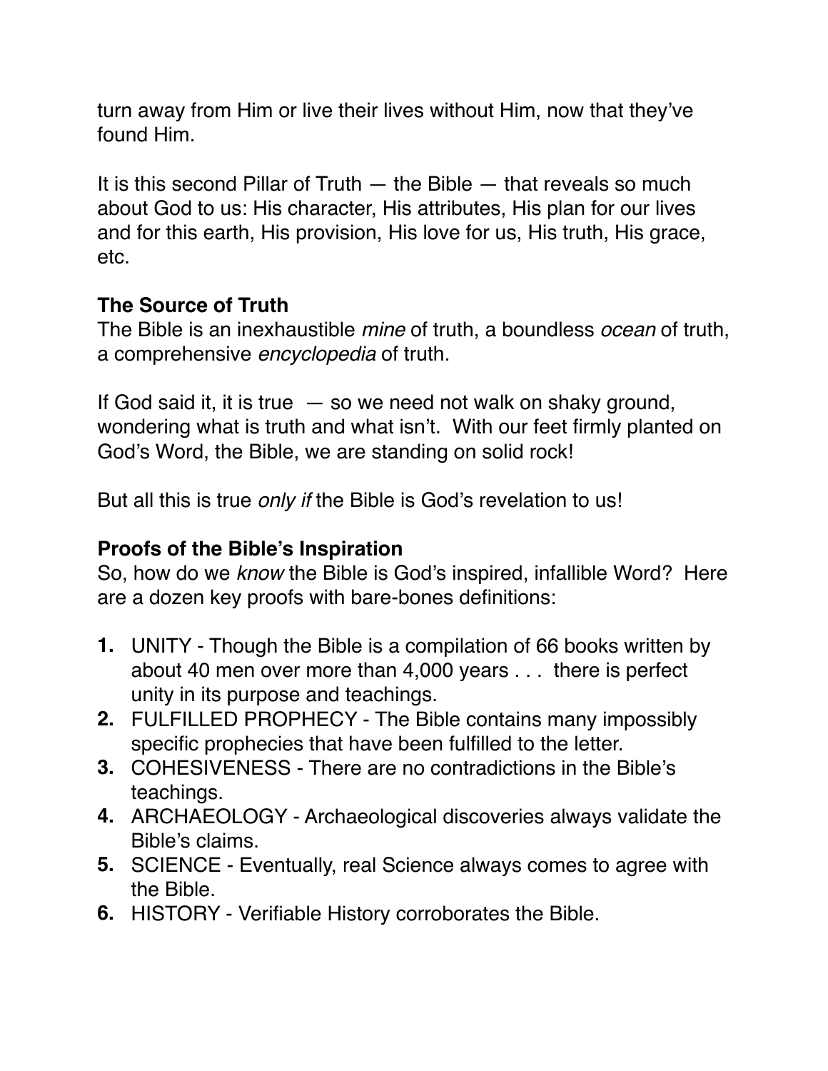turn away from Him or live their lives without Him, now that they've found Him.

It is this second Pillar of Truth — the Bible — that reveals so much about God to us: His character, His attributes, His plan for our lives and for this earth, His provision, His love for us, His truth, His grace, etc.

### The Source of Truth

The Bible is an inexhaustible *mine* of truth, a boundless *ocean* of truth, a comprehensive *encyclopedia* of truth.

If God said it, it is true — so we need not walk on shaky ground, wondering what is truth and what isn't. With our feet firmly planted on God's Word, the Bible, we are standing on solid rock!

But all this is true *only if* the Bible is God's revelation to us!

### Proofs of the Bible's Inspiration

So, how do we *know* the Bible is God's inspired, infallible Word? Here are a dozen key proofs with bare-bones definitions:

1. UNITY - Though the Bible is a compilation of 66 books written by about 40 men over more than 4,000 years . . . there is perfect unity in its purpose and teachings.
2. FULFILLED PROPHECY - The Bible contains many impossibly specific prophecies that have been fulfilled to the letter.
3. COHESIVENESS - There are no contradictions in the Bible's teachings.
4. ARCHAEOLOGY - Archaeological discoveries always validate the Bible's claims.
5. SCIENCE - Eventually, real Science always comes to agree with the Bible.
6. HISTORY - Verifiable History corroborates the Bible.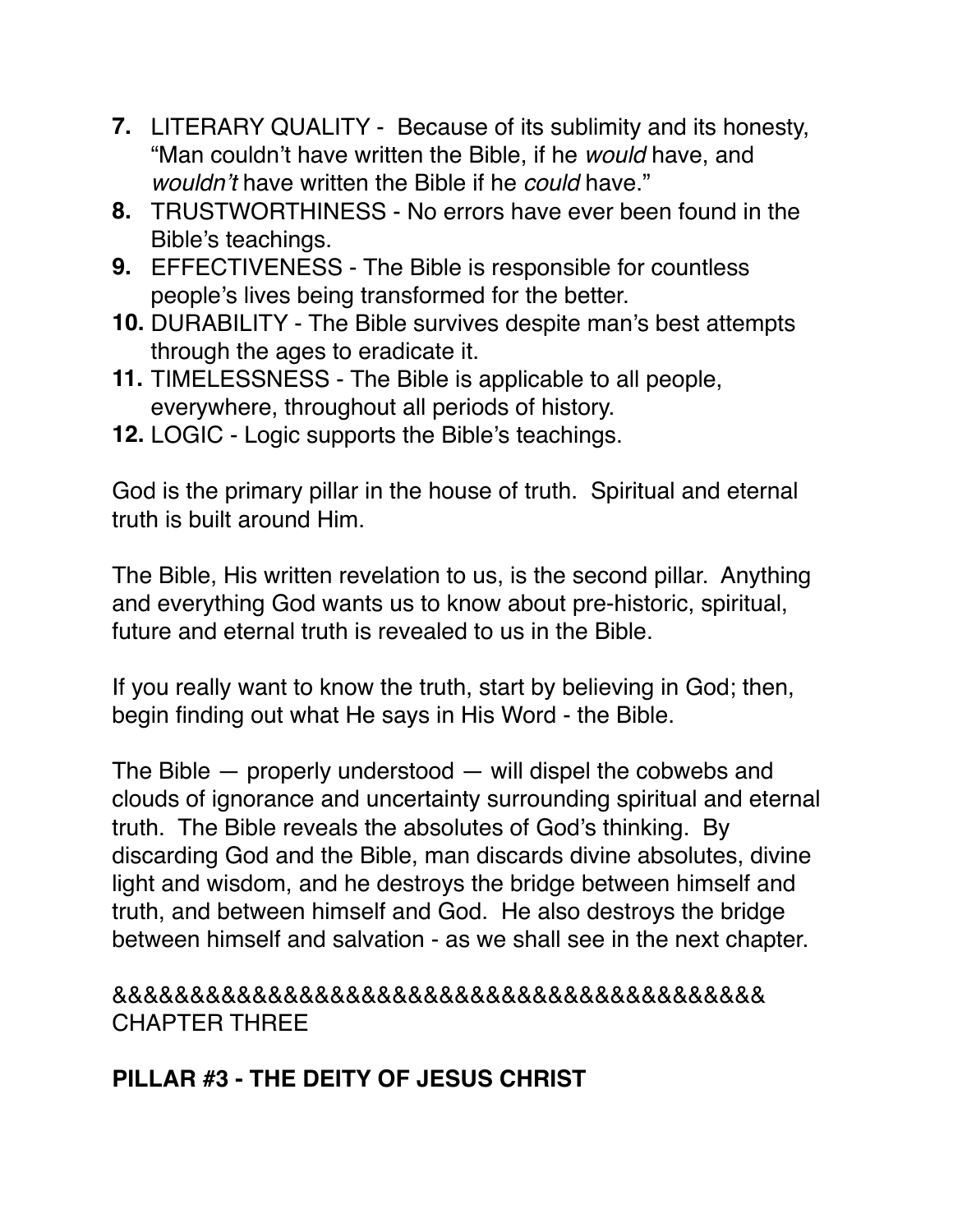7. LITERARY QUALITY - Because of its sublimity and its honesty, “Man couldn’t have written the Bible, if he *would* have, and *wouldn’t* have written the Bible if he *could* have.”
8. TRUSTWORTHINESS - No errors have ever been found in the Bible’s teachings.
9. EFFECTIVENESS - The Bible is responsible for countless people’s lives being transformed for the better.
10. DURABILITY - The Bible survives despite man’s best attempts through the ages to eradicate it.
11. TIMELESSNESS - The Bible is applicable to all people, everywhere, throughout all periods of history.
12. LOGIC - Logic supports the Bible’s teachings.

God is the primary pillar in the house of truth. Spiritual and eternal truth is built around Him.

The Bible, His written revelation to us, is the second pillar. Anything and everything God wants us to know about pre-historic, spiritual, future and eternal truth is revealed to us in the Bible.

If you really want to know the truth, start by believing in God; then, begin finding out what He says in His Word - the Bible.

The Bible — properly understood — will dispel the cobwebs and clouds of ignorance and uncertainty surrounding spiritual and eternal truth. The Bible reveals the absolutes of God’s thinking. By discarding God and the Bible, man discards divine absolutes, divine light and wisdom, and he destroys the bridge between himself and truth, and between himself and God. He also destroys the bridge between himself and salvation - as we shall see in the next chapter.

&&&&&&&&&&&&&&&&&&&&&&&&&&&&&&&&&&&&&&&&&&&
CHAPTER THREE

## PILLAR #3 - THE DEITY OF JESUS CHRIST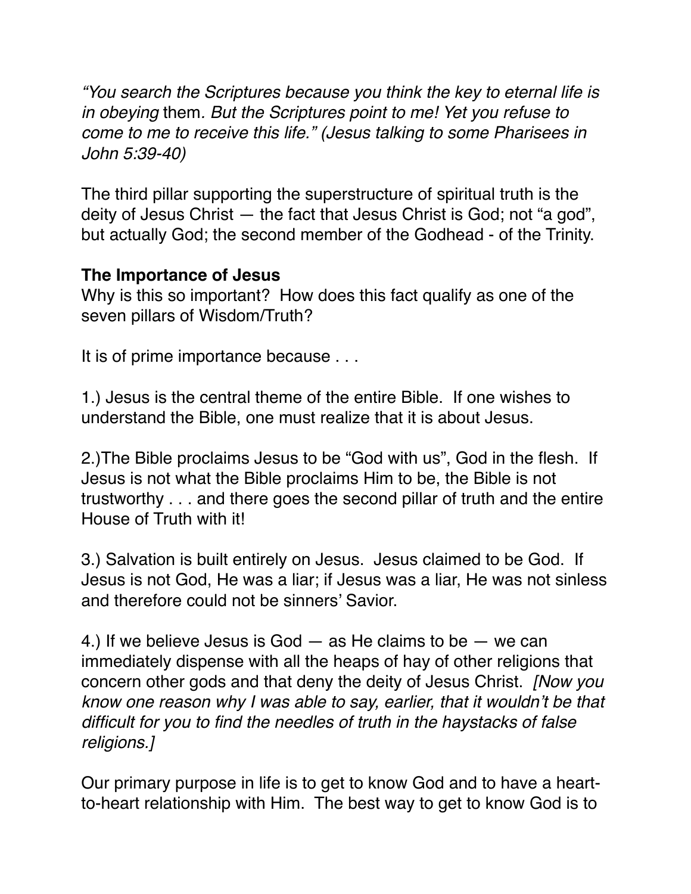*“You search the Scriptures because you think the key to eternal life is in obeying* them*. But the Scriptures point to me! Yet you refuse to come to me to receive this life.” (Jesus talking to some Pharisees in John 5:39-40)*

The third pillar supporting the superstructure of spiritual truth is the deity of Jesus Christ — the fact that Jesus Christ is God; not “a god”, but actually God; the second member of the Godhead - of the Trinity.

**The Importance of Jesus**
Why is this so important? How does this fact qualify as one of the seven pillars of Wisdom/Truth?

It is of prime importance because . . .

1.) Jesus is the central theme of the entire Bible. If one wishes to understand the Bible, one must realize that it is about Jesus.

2.)The Bible proclaims Jesus to be “God with us”, God in the flesh. If Jesus is not what the Bible proclaims Him to be, the Bible is not trustworthy . . . and there goes the second pillar of truth and the entire House of Truth with it!

3.) Salvation is built entirely on Jesus. Jesus claimed to be God. If Jesus is not God, He was a liar; if Jesus was a liar, He was not sinless and therefore could not be sinners’ Savior.

4.) If we believe Jesus is God — as He claims to be — we can immediately dispense with all the heaps of hay of other religions that concern other gods and that deny the deity of Jesus Christ. *[Now you know one reason why I was able to say, earlier, that it wouldn’t be that difficult for you to find the needles of truth in the haystacks of false religions.]*

Our primary purpose in life is to get to know God and to have a heart-to-heart relationship with Him. The best way to get to know God is to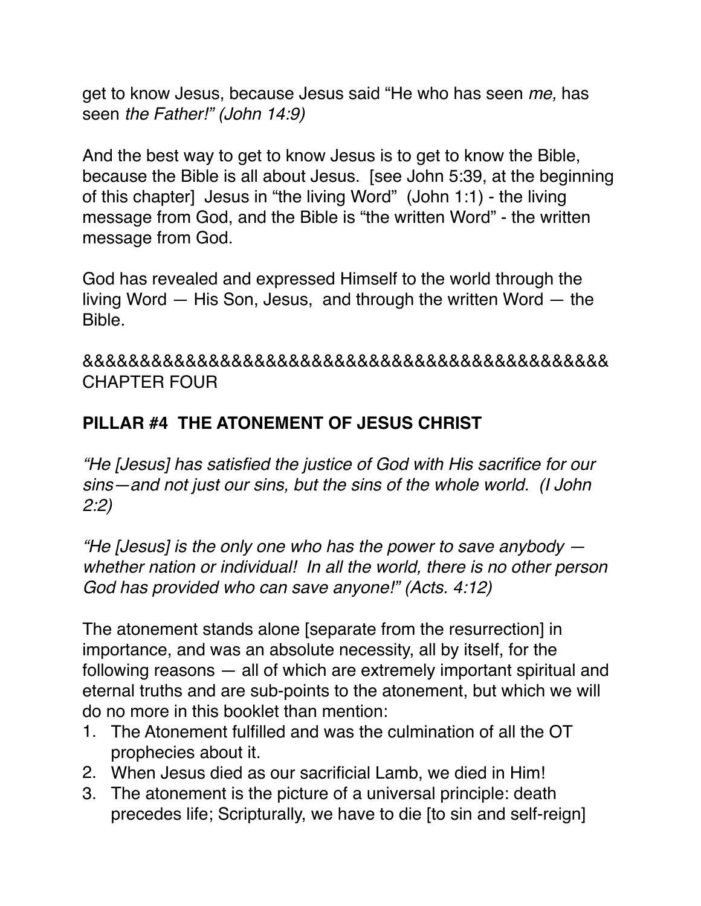get to know Jesus, because Jesus said "He who has seen *me,* has seen *the Father!" (John 14:9)*

And the best way to get to know Jesus is to get to know the Bible, because the Bible is all about Jesus. [see John 5:39, at the beginning of this chapter] Jesus in "the living Word" (John 1:1) - the living message from God, and the Bible is "the written Word" - the written message from God.

God has revealed and expressed Himself to the world through the living Word — His Son, Jesus, and through the written Word — the Bible.

&&&&&&&&&&&&&&&&&&&&&&&&&&&&&&&&&&&&&&&&&&&&
CHAPTER FOUR

## PILLAR #4 THE ATONEMENT OF JESUS CHRIST

*"He [Jesus] has satisfied the justice of God with His sacrifice for our sins—and not just our sins, but the sins of the whole world. (I John 2:2)*

*"He [Jesus] is the only one who has the power to save anybody — whether nation or individual! In all the world, there is no other person God has provided who can save anyone!" (Acts. 4:12)*

The atonement stands alone [separate from the resurrection] in importance, and was an absolute necessity, all by itself, for the following reasons — all of which are extremely important spiritual and eternal truths and are sub-points to the atonement, but which we will do no more in this booklet than mention:

1. The Atonement fulfilled and was the culmination of all the OT prophecies about it.
2. When Jesus died as our sacrificial Lamb, we died in Him!
3. The atonement is the picture of a universal principle: death precedes life; Scripturally, we have to die [to sin and self-reign]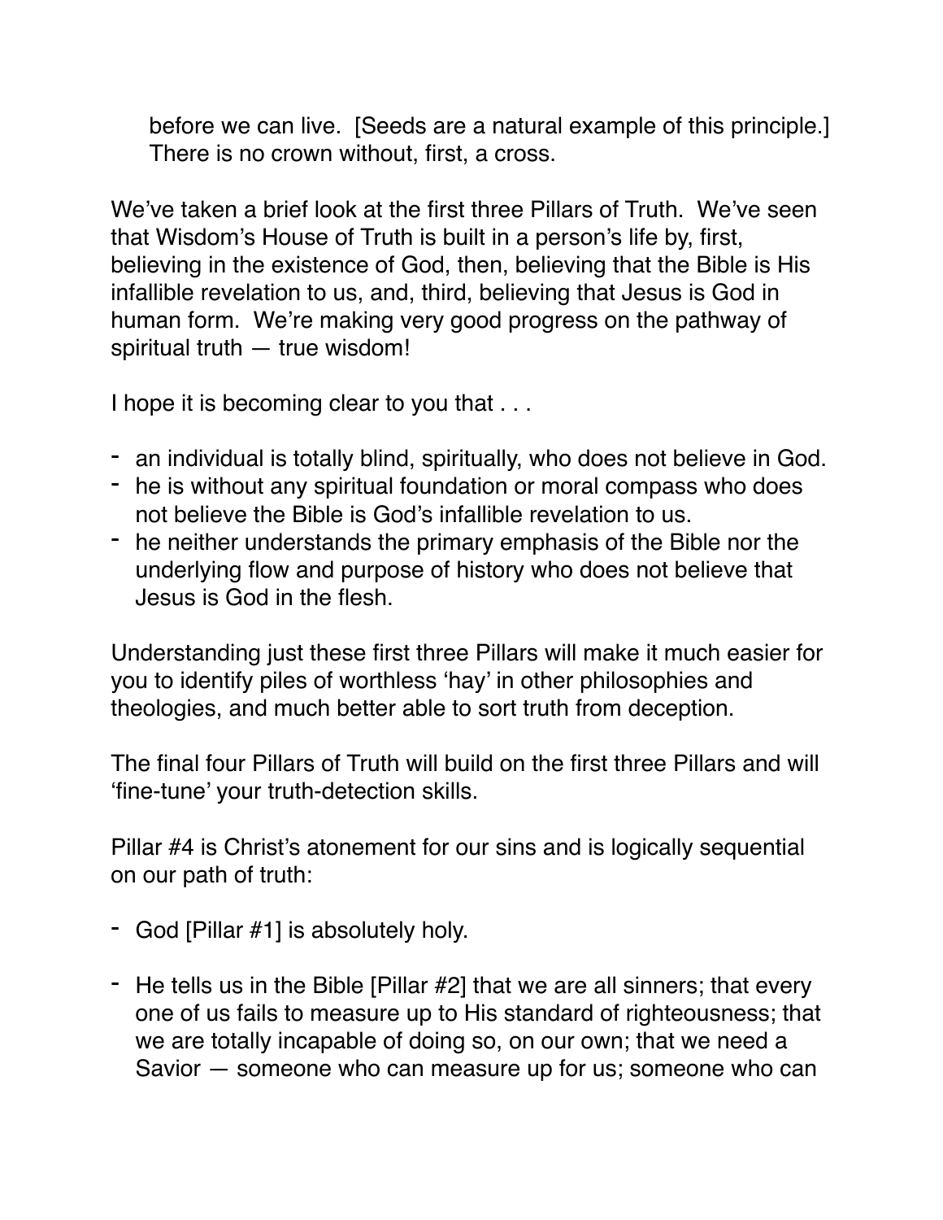before we can live. [Seeds are a natural example of this principle.] There is no crown without, first, a cross.

We've taken a brief look at the first three Pillars of Truth. We've seen that Wisdom's House of Truth is built in a person's life by, first, believing in the existence of God, then, believing that the Bible is His infallible revelation to us, and, third, believing that Jesus is God in human form. We're making very good progress on the pathway of spiritual truth — true wisdom!

I hope it is becoming clear to you that . . .

- an individual is totally blind, spiritually, who does not believe in God.
- he is without any spiritual foundation or moral compass who does not believe the Bible is God's infallible revelation to us.
- he neither understands the primary emphasis of the Bible nor the underlying flow and purpose of history who does not believe that Jesus is God in the flesh.

Understanding just these first three Pillars will make it much easier for you to identify piles of worthless 'hay' in other philosophies and theologies, and much better able to sort truth from deception.

The final four Pillars of Truth will build on the first three Pillars and will 'fine-tune' your truth-detection skills.

Pillar #4 is Christ's atonement for our sins and is logically sequential on our path of truth:

- God [Pillar #1] is absolutely holy.

- He tells us in the Bible [Pillar #2] that we are all sinners; that every one of us fails to measure up to His standard of righteousness; that we are totally incapable of doing so, on our own; that we need a Savior — someone who can measure up for us; someone who can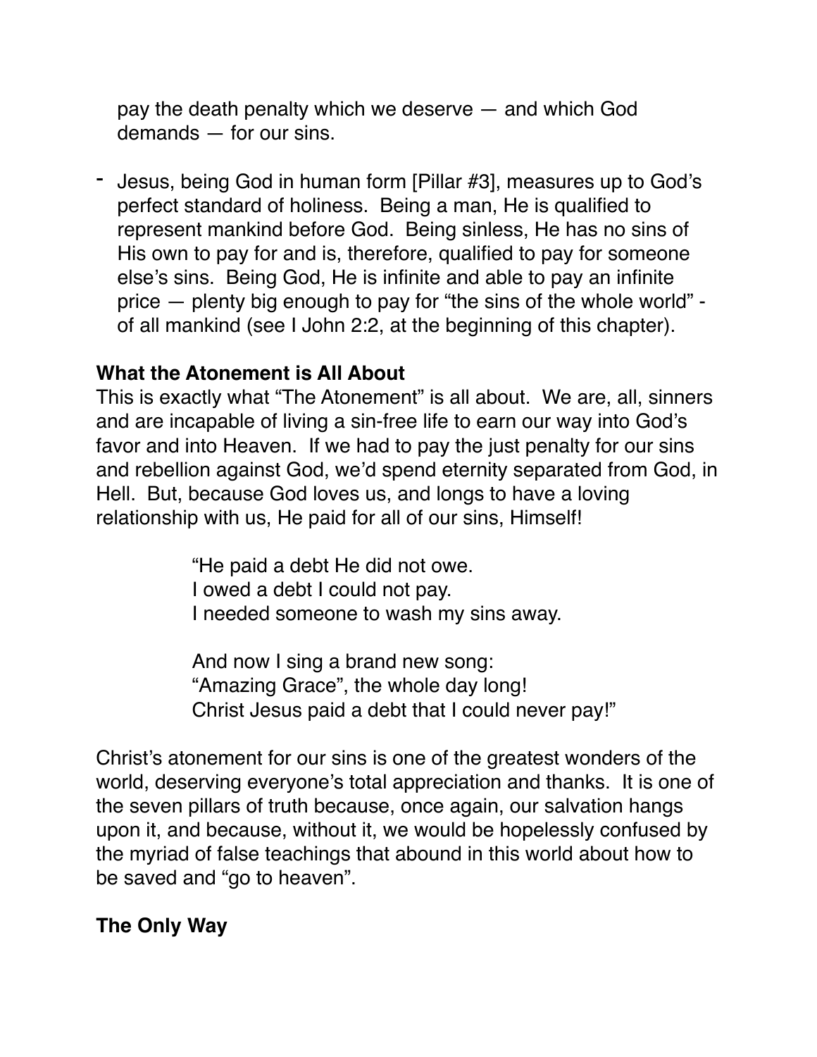pay the death penalty which we deserve — and which God demands — for our sins.

- Jesus, being God in human form [Pillar #3], measures up to God's perfect standard of holiness. Being a man, He is qualified to represent mankind before God. Being sinless, He has no sins of His own to pay for and is, therefore, qualified to pay for someone else's sins. Being God, He is infinite and able to pay an infinite price — plenty big enough to pay for "the sins of the whole world" - of all mankind (see I John 2:2, at the beginning of this chapter).

**What the Atonement is All About**

This is exactly what "The Atonement" is all about. We are, all, sinners and are incapable of living a sin-free life to earn our way into God's favor and into Heaven. If we had to pay the just penalty for our sins and rebellion against God, we'd spend eternity separated from God, in Hell. But, because God loves us, and longs to have a loving relationship with us, He paid for all of our sins, Himself!

> "He paid a debt He did not owe.
> I owed a debt I could not pay.
> I needed someone to wash my sins away.
>
> And now I sing a brand new song:
> "Amazing Grace", the whole day long!
> Christ Jesus paid a debt that I could never pay!"

Christ's atonement for our sins is one of the greatest wonders of the world, deserving everyone's total appreciation and thanks. It is one of the seven pillars of truth because, once again, our salvation hangs upon it, and because, without it, we would be hopelessly confused by the myriad of false teachings that abound in this world about how to be saved and "go to heaven".

**The Only Way**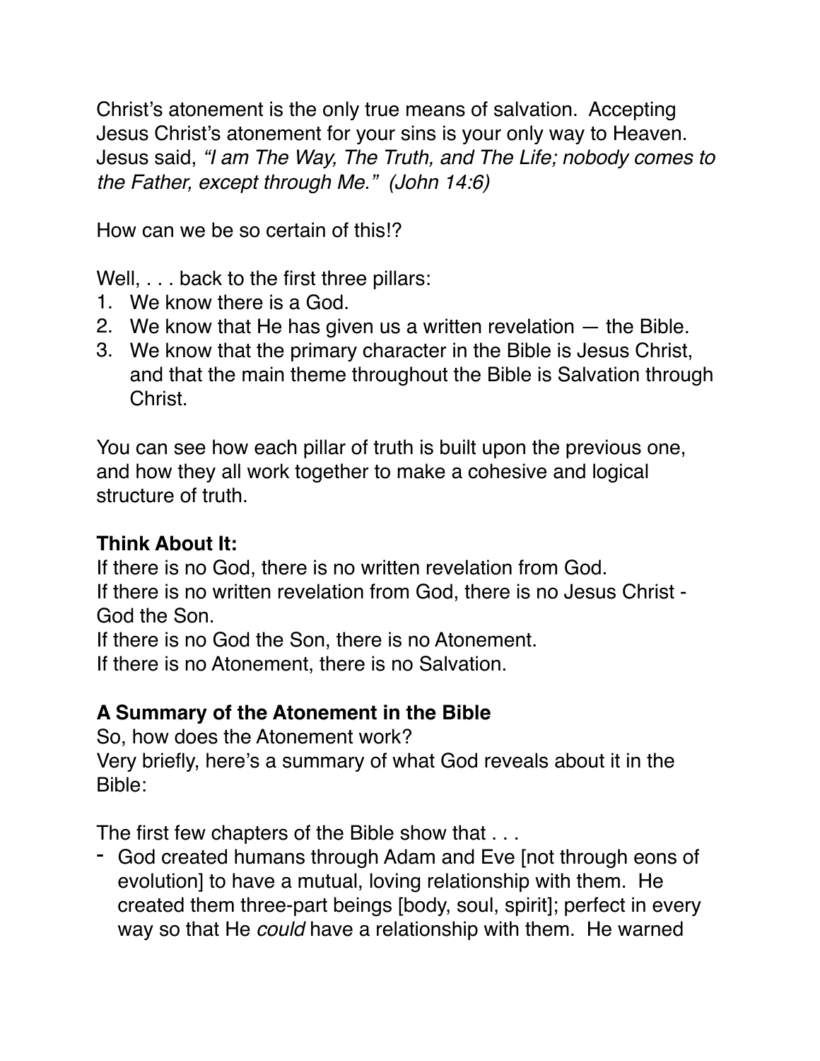Christ's atonement is the only true means of salvation. Accepting Jesus Christ's atonement for your sins is your only way to Heaven. Jesus said, *"I am The Way, The Truth, and The Life; nobody comes to the Father, except through Me." (John 14:6)*

How can we be so certain of this!?

Well, . . . back to the first three pillars:

1. We know there is a God.
2. We know that He has given us a written revelation — the Bible.
3. We know that the primary character in the Bible is Jesus Christ, and that the main theme throughout the Bible is Salvation through Christ.

You can see how each pillar of truth is built upon the previous one, and how they all work together to make a cohesive and logical structure of truth.

**Think About It:**
If there is no God, there is no written revelation from God.
If there is no written revelation from God, there is no Jesus Christ - God the Son.
If there is no God the Son, there is no Atonement.
If there is no Atonement, there is no Salvation.

**A Summary of the Atonement in the Bible**
So, how does the Atonement work?
Very briefly, here's a summary of what God reveals about it in the Bible:

The first few chapters of the Bible show that . . .

- God created humans through Adam and Eve [not through eons of evolution] to have a mutual, loving relationship with them. He created them three-part beings [body, soul, spirit]; perfect in every way so that He *could* have a relationship with them. He warned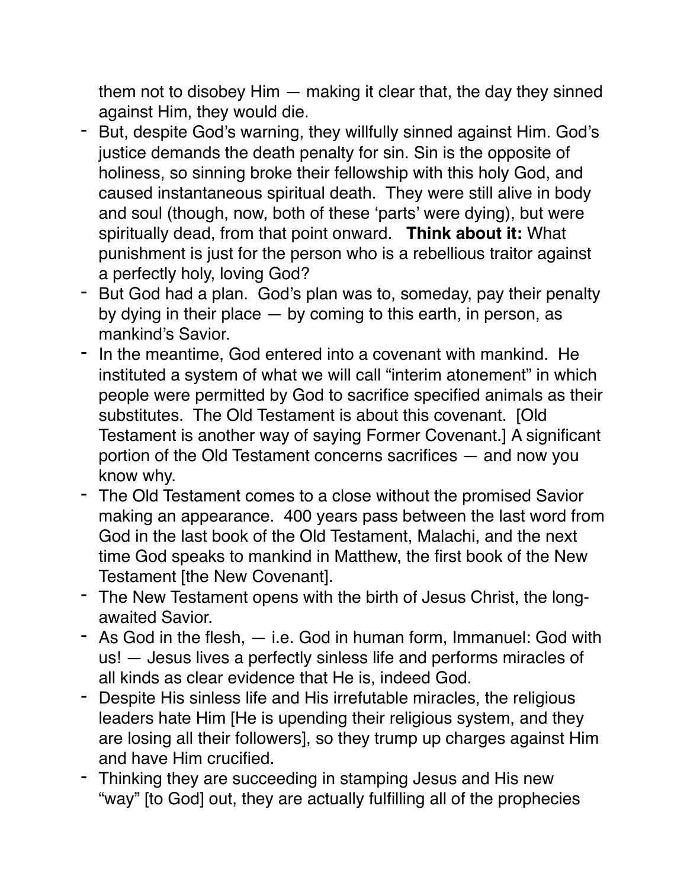them not to disobey Him — making it clear that, the day they sinned against Him, they would die.

- But, despite God's warning, they willfully sinned against Him. God's justice demands the death penalty for sin. Sin is the opposite of holiness, so sinning broke their fellowship with this holy God, and caused instantaneous spiritual death. They were still alive in body and soul (though, now, both of these 'parts' were dying), but were spiritually dead, from that point onward. **Think about it:** What punishment is just for the person who is a rebellious traitor against a perfectly holy, loving God?
- But God had a plan. God's plan was to, someday, pay their penalty by dying in their place — by coming to this earth, in person, as mankind's Savior.
- In the meantime, God entered into a covenant with mankind. He instituted a system of what we will call "interim atonement" in which people were permitted by God to sacrifice specified animals as their substitutes. The Old Testament is about this covenant. [Old Testament is another way of saying Former Covenant.] A significant portion of the Old Testament concerns sacrifices — and now you know why.
- The Old Testament comes to a close without the promised Savior making an appearance. 400 years pass between the last word from God in the last book of the Old Testament, Malachi, and the next time God speaks to mankind in Matthew, the first book of the New Testament [the New Covenant].
- The New Testament opens with the birth of Jesus Christ, the long-awaited Savior.
- As God in the flesh, — i.e. God in human form, Immanuel: God with us! — Jesus lives a perfectly sinless life and performs miracles of all kinds as clear evidence that He is, indeed God.
- Despite His sinless life and His irrefutable miracles, the religious leaders hate Him [He is upending their religious system, and they are losing all their followers], so they trump up charges against Him and have Him crucified.
- Thinking they are succeeding in stamping Jesus and His new "way" [to God] out, they are actually fulfilling all of the prophecies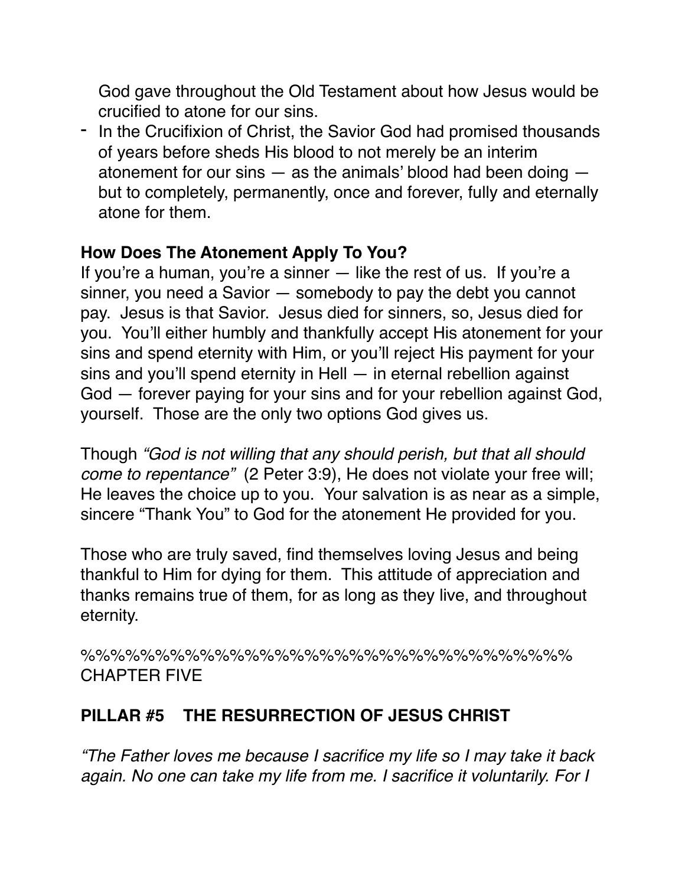God gave throughout the Old Testament about how Jesus would be crucified to atone for our sins.

- In the Crucifixion of Christ, the Savior God had promised thousands of years before sheds His blood to not merely be an interim atonement for our sins — as the animals' blood had been doing — but to completely, permanently, once and forever, fully and eternally atone for them.

**How Does The Atonement Apply To You?**
If you're a human, you're a sinner — like the rest of us. If you're a sinner, you need a Savior — somebody to pay the debt you cannot pay. Jesus is that Savior. Jesus died for sinners, so, Jesus died for you. You'll either humbly and thankfully accept His atonement for your sins and spend eternity with Him, or you'll reject His payment for your sins and you'll spend eternity in Hell — in eternal rebellion against God — forever paying for your sins and for your rebellion against God, yourself. Those are the only two options God gives us.

Though *"God is not willing that any should perish, but that all should come to repentance"* (2 Peter 3:9), He does not violate your free will; He leaves the choice up to you. Your salvation is as near as a simple, sincere "Thank You" to God for the atonement He provided for you.

Those who are truly saved, find themselves loving Jesus and being thankful to Him for dying for them. This attitude of appreciation and thanks remains true of them, for as long as they live, and throughout eternity.

%%%%%%%%%%%%%%%%%%%%%%%%%%%%%%%%%%%
CHAPTER FIVE

## PILLAR #5 THE RESURRECTION OF JESUS CHRIST

*"The Father loves me because I sacrifice my life so I may take it back again. No one can take my life from me. I sacrifice it voluntarily. For I*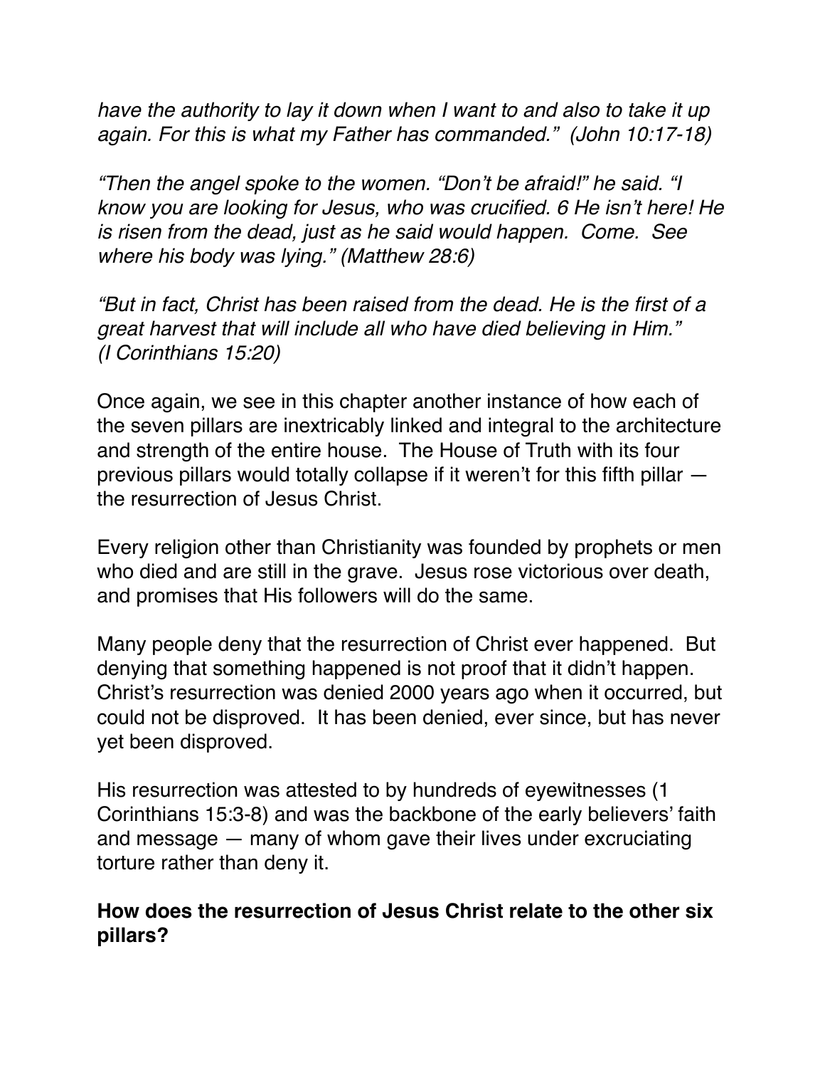*have the authority to lay it down when I want to and also to take it up again. For this is what my Father has commanded." (John 10:17-18)*

*"Then the angel spoke to the women. "Don't be afraid!" he said. "I know you are looking for Jesus, who was crucified. 6 He isn't here! He is risen from the dead, just as he said would happen. Come. See where his body was lying." (Matthew 28:6)*

*"But in fact, Christ has been raised from the dead. He is the first of a great harvest that will include all who have died believing in Him." (I Corinthians 15:20)*

Once again, we see in this chapter another instance of how each of the seven pillars are inextricably linked and integral to the architecture and strength of the entire house. The House of Truth with its four previous pillars would totally collapse if it weren't for this fifth pillar — the resurrection of Jesus Christ.

Every religion other than Christianity was founded by prophets or men who died and are still in the grave. Jesus rose victorious over death, and promises that His followers will do the same.

Many people deny that the resurrection of Christ ever happened. But denying that something happened is not proof that it didn't happen. Christ's resurrection was denied 2000 years ago when it occurred, but could not be disproved. It has been denied, ever since, but has never yet been disproved.

His resurrection was attested to by hundreds of eyewitnesses (1 Corinthians 15:3-8) and was the backbone of the early believers' faith and message — many of whom gave their lives under excruciating torture rather than deny it.

**How does the resurrection of Jesus Christ relate to the other six pillars?**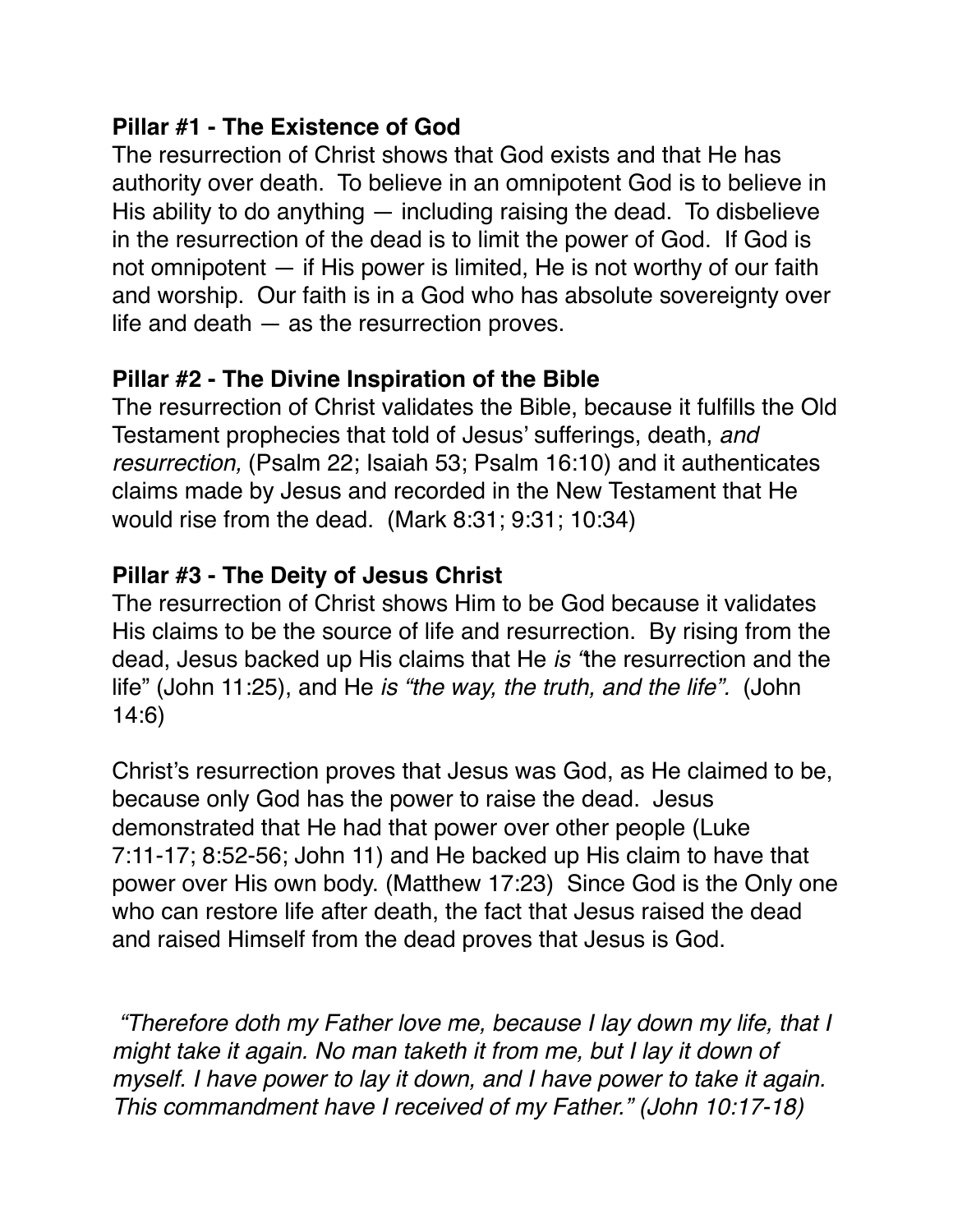**Pillar #1 - The Existence of God**

The resurrection of Christ shows that God exists and that He has authority over death. To believe in an omnipotent God is to believe in His ability to do anything — including raising the dead. To disbelieve in the resurrection of the dead is to limit the power of God. If God is not omnipotent — if His power is limited, He is not worthy of our faith and worship. Our faith is in a God who has absolute sovereignty over life and death — as the resurrection proves.

**Pillar #2 - The Divine Inspiration of the Bible**

The resurrection of Christ validates the Bible, because it fulfills the Old Testament prophecies that told of Jesus' sufferings, death, *and resurrection,* (Psalm 22; Isaiah 53; Psalm 16:10) and it authenticates claims made by Jesus and recorded in the New Testament that He would rise from the dead. (Mark 8:31; 9:31; 10:34)

**Pillar #3 - The Deity of Jesus Christ**

The resurrection of Christ shows Him to be God because it validates His claims to be the source of life and resurrection. By rising from the dead, Jesus backed up His claims that He *is* "the resurrection and the life" (John 11:25), and He *is "the way, the truth, and the life".* (John 14:6)

Christ's resurrection proves that Jesus was God, as He claimed to be, because only God has the power to raise the dead. Jesus demonstrated that He had that power over other people (Luke 7:11-17; 8:52-56; John 11) and He backed up His claim to have that power over His own body. (Matthew 17:23) Since God is the Only one who can restore life after death, the fact that Jesus raised the dead and raised Himself from the dead proves that Jesus is God.

*"Therefore doth my Father love me, because I lay down my life, that I might take it again. No man taketh it from me, but I lay it down of myself. I have power to lay it down, and I have power to take it again. This commandment have I received of my Father." (John 10:17-18)*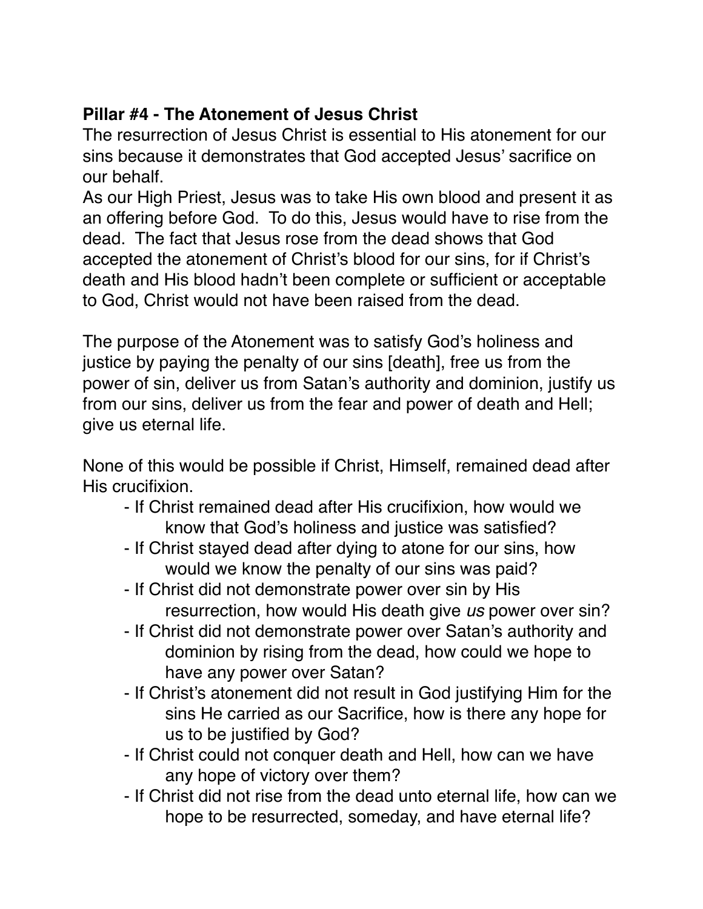**Pillar #4 - The Atonement of Jesus Christ**

The resurrection of Jesus Christ is essential to His atonement for our sins because it demonstrates that God accepted Jesus' sacrifice on our behalf.

As our High Priest, Jesus was to take His own blood and present it as an offering before God. To do this, Jesus would have to rise from the dead. The fact that Jesus rose from the dead shows that God accepted the atonement of Christ's blood for our sins, for if Christ's death and His blood hadn't been complete or sufficient or acceptable to God, Christ would not have been raised from the dead.

The purpose of the Atonement was to satisfy God's holiness and justice by paying the penalty of our sins [death], free us from the power of sin, deliver us from Satan's authority and dominion, justify us from our sins, deliver us from the fear and power of death and Hell; give us eternal life.

None of this would be possible if Christ, Himself, remained dead after His crucifixion.

- If Christ remained dead after His crucifixion, how would we know that God's holiness and justice was satisfied?
- If Christ stayed dead after dying to atone for our sins, how would we know the penalty of our sins was paid?
- If Christ did not demonstrate power over sin by His resurrection, how would His death give *us* power over sin?
- If Christ did not demonstrate power over Satan's authority and dominion by rising from the dead, how could we hope to have any power over Satan?
- If Christ's atonement did not result in God justifying Him for the sins He carried as our Sacrifice, how is there any hope for us to be justified by God?
- If Christ could not conquer death and Hell, how can we have any hope of victory over them?
- If Christ did not rise from the dead unto eternal life, how can we hope to be resurrected, someday, and have eternal life?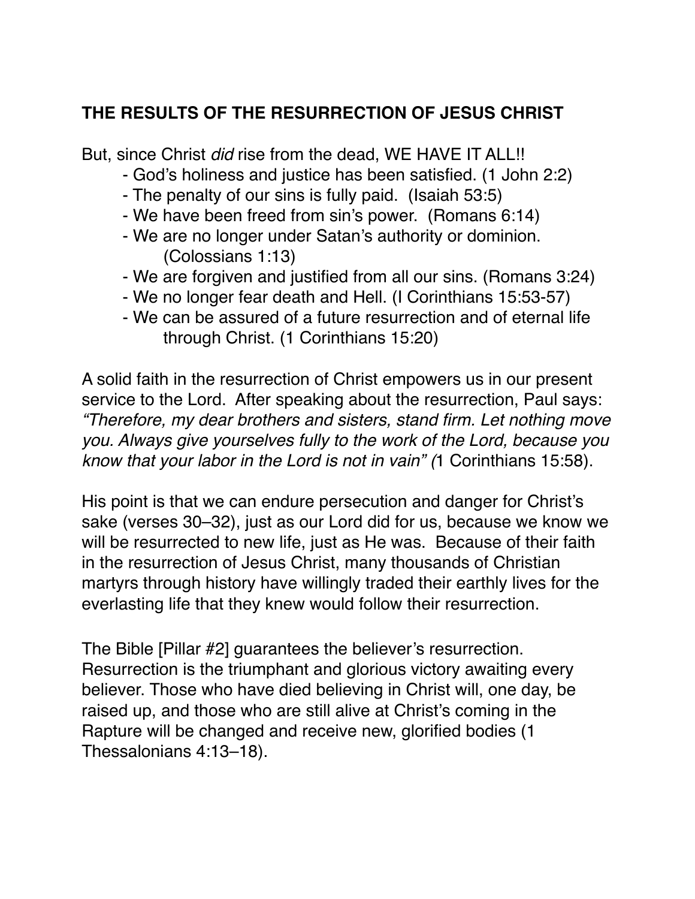## THE RESULTS OF THE RESURRECTION OF JESUS CHRIST

But, since Christ *did* rise from the dead, WE HAVE IT ALL!!

- God's holiness and justice has been satisfied. (1 John 2:2)
- The penalty of our sins is fully paid. (Isaiah 53:5)
- We have been freed from sin's power. (Romans 6:14)
- We are no longer under Satan's authority or dominion. (Colossians 1:13)
- We are forgiven and justified from all our sins. (Romans 3:24)
- We no longer fear death and Hell. (I Corinthians 15:53-57)
- We can be assured of a future resurrection and of eternal life through Christ. (1 Corinthians 15:20)

A solid faith in the resurrection of Christ empowers us in our present service to the Lord. After speaking about the resurrection, Paul says: *"Therefore, my dear brothers and sisters, stand firm. Let nothing move you. Always give yourselves fully to the work of the Lord, because you know that your labor in the Lord is not in vain" (*1 Corinthians 15:58).

His point is that we can endure persecution and danger for Christ's sake (verses 30–32), just as our Lord did for us, because we know we will be resurrected to new life, just as He was. Because of their faith in the resurrection of Jesus Christ, many thousands of Christian martyrs through history have willingly traded their earthly lives for the everlasting life that they knew would follow their resurrection.

The Bible [Pillar #2] guarantees the believer's resurrection. Resurrection is the triumphant and glorious victory awaiting every believer. Those who have died believing in Christ will, one day, be raised up, and those who are still alive at Christ's coming in the Rapture will be changed and receive new, glorified bodies (1 Thessalonians 4:13–18).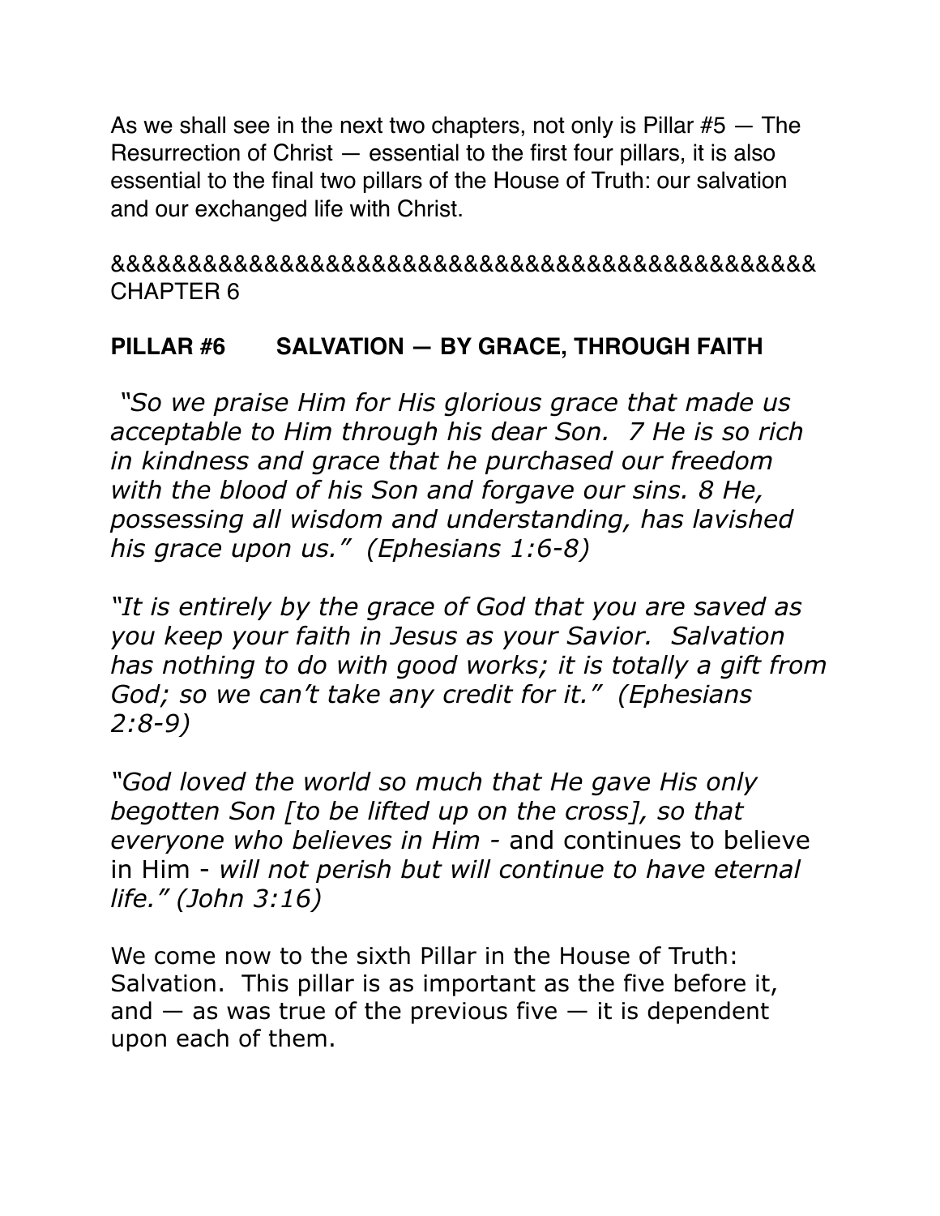As we shall see in the next two chapters, not only is Pillar #5 — The Resurrection of Christ — essential to the first four pillars, it is also essential to the final two pillars of the House of Truth: our salvation and our exchanged life with Christ.

&&&&&&&&&&&&&&&&&&&&&&&&&&&&&&&&&&&&&&&&&&&&&&&
CHAPTER 6

## PILLAR #6 SALVATION — BY GRACE, THROUGH FAITH

*"So we praise Him for His glorious grace that made us acceptable to Him through his dear Son. 7 He is so rich in kindness and grace that he purchased our freedom with the blood of his Son and forgave our sins. 8 He, possessing all wisdom and understanding, has lavished his grace upon us." (Ephesians 1:6-8)*

*"It is entirely by the grace of God that you are saved as you keep your faith in Jesus as your Savior. Salvation has nothing to do with good works; it is totally a gift from God; so we can't take any credit for it." (Ephesians 2:8-9)*

*"God loved the world so much that He gave His only begotten Son [to be lifted up on the cross], so that everyone who believes in Him -* and continues to believe in Him - *will not perish but will continue to have eternal life." (John 3:16)*

We come now to the sixth Pillar in the House of Truth: Salvation. This pillar is as important as the five before it, and — as was true of the previous five — it is dependent upon each of them.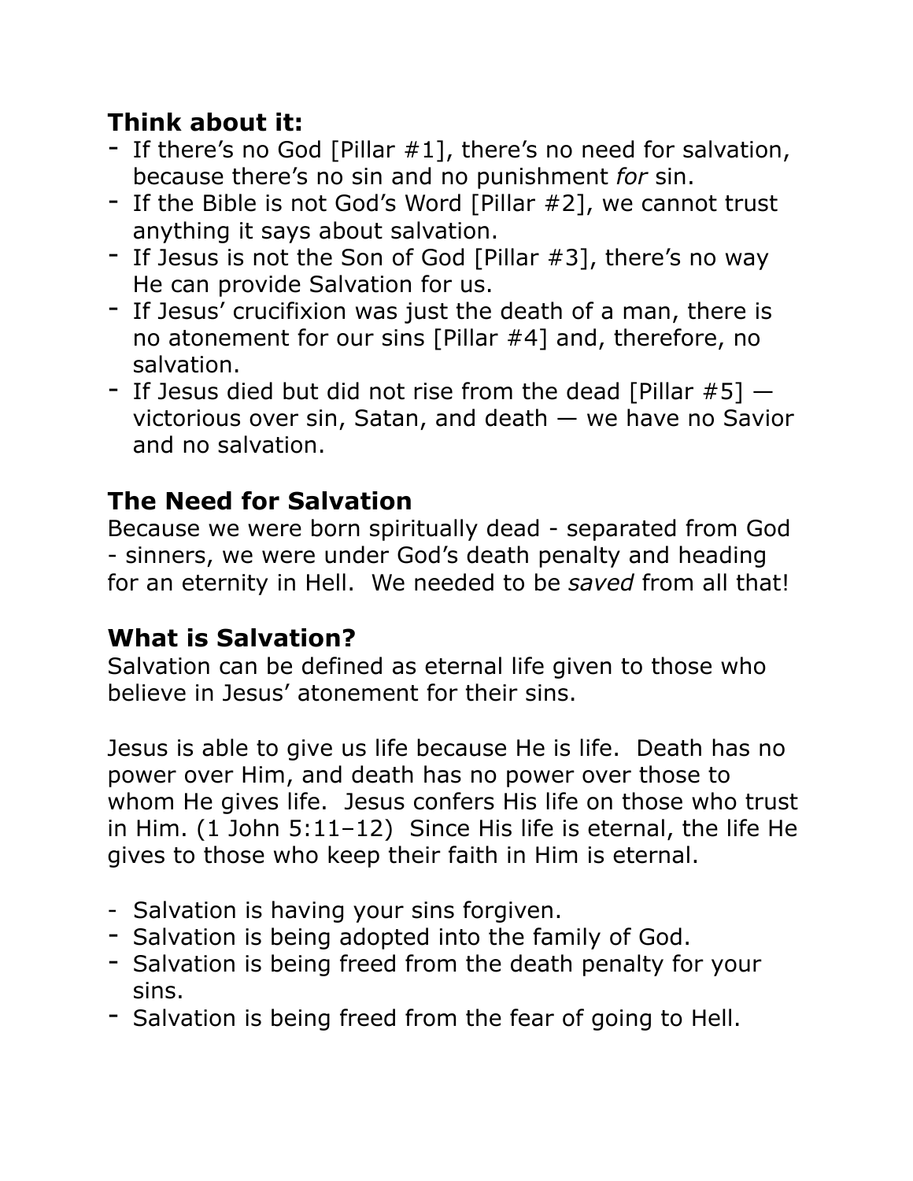**Think about it:**

- If there's no God [Pillar #1], there's no need for salvation, because there's no sin and no punishment *for* sin.
- If the Bible is not God's Word [Pillar #2], we cannot trust anything it says about salvation.
- If Jesus is not the Son of God [Pillar #3], there's no way He can provide Salvation for us.
- If Jesus' crucifixion was just the death of a man, there is no atonement for our sins [Pillar #4] and, therefore, no salvation.
- If Jesus died but did not rise from the dead [Pillar #5] — victorious over sin, Satan, and death — we have no Savior and no salvation.

## The Need for Salvation

Because we were born spiritually dead - separated from God - sinners, we were under God's death penalty and heading for an eternity in Hell. We needed to be *saved* from all that!

## What is Salvation?

Salvation can be defined as eternal life given to those who believe in Jesus' atonement for their sins.

Jesus is able to give us life because He is life. Death has no power over Him, and death has no power over those to whom He gives life. Jesus confers His life on those who trust in Him. (1 John 5:11–12) Since His life is eternal, the life He gives to those who keep their faith in Him is eternal.

- Salvation is having your sins forgiven.
- Salvation is being adopted into the family of God.
- Salvation is being freed from the death penalty for your sins.
- Salvation is being freed from the fear of going to Hell.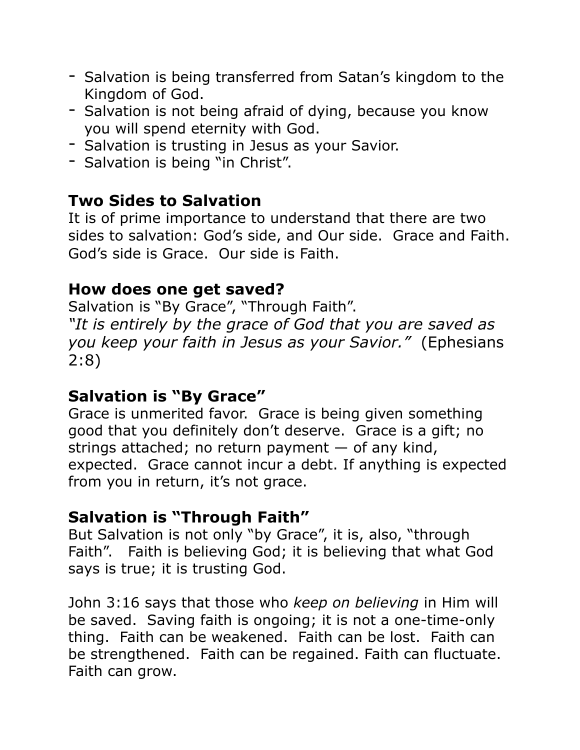- Salvation is being transferred from Satan's kingdom to the Kingdom of God.
- Salvation is not being afraid of dying, because you know you will spend eternity with God.
- Salvation is trusting in Jesus as your Savior.
- Salvation is being "in Christ".

### Two Sides to Salvation

It is of prime importance to understand that there are two sides to salvation: God's side, and Our side. Grace and Faith. God's side is Grace. Our side is Faith.

### How does one get saved?

Salvation is "By Grace", "Through Faith".
*"It is entirely by the grace of God that you are saved as you keep your faith in Jesus as your Savior."* (Ephesians 2:8)

### Salvation is "By Grace"

Grace is unmerited favor. Grace is being given something good that you definitely don't deserve. Grace is a gift; no strings attached; no return payment — of any kind, expected. Grace cannot incur a debt. If anything is expected from you in return, it's not grace.

### Salvation is "Through Faith"

But Salvation is not only "by Grace", it is, also, "through Faith". Faith is believing God; it is believing that what God says is true; it is trusting God.

John 3:16 says that those who *keep on believing* in Him will be saved. Saving faith is ongoing; it is not a one-time-only thing. Faith can be weakened. Faith can be lost. Faith can be strengthened. Faith can be regained. Faith can fluctuate. Faith can grow.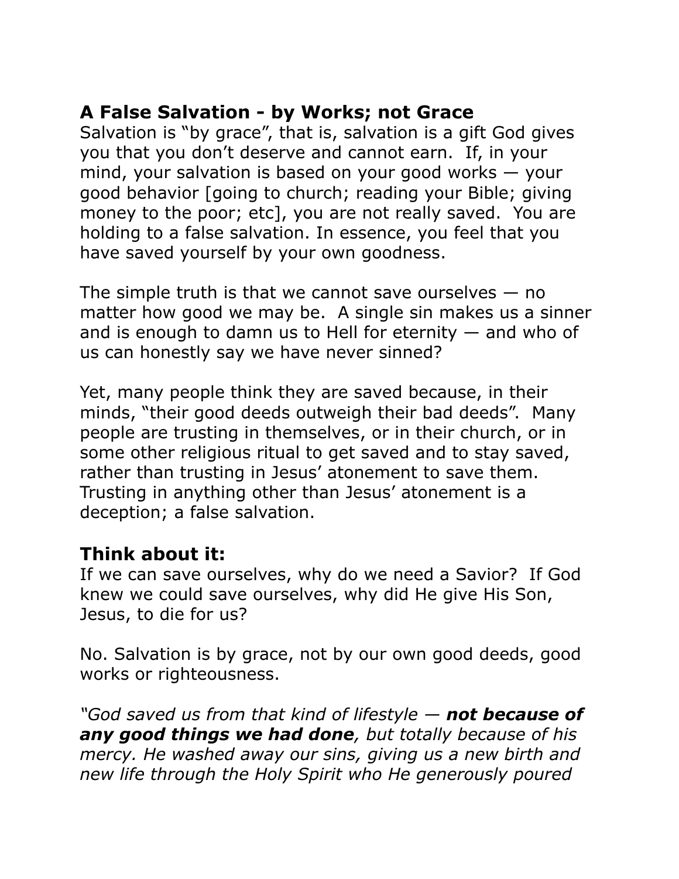## A False Salvation - by Works; not Grace

Salvation is "by grace", that is, salvation is a gift God gives you that you don't deserve and cannot earn. If, in your mind, your salvation is based on your good works — your good behavior [going to church; reading your Bible; giving money to the poor; etc], you are not really saved. You are holding to a false salvation. In essence, you feel that you have saved yourself by your own goodness.

The simple truth is that we cannot save ourselves — no matter how good we may be. A single sin makes us a sinner and is enough to damn us to Hell for eternity — and who of us can honestly say we have never sinned?

Yet, many people think they are saved because, in their minds, "their good deeds outweigh their bad deeds". Many people are trusting in themselves, or in their church, or in some other religious ritual to get saved and to stay saved, rather than trusting in Jesus' atonement to save them. Trusting in anything other than Jesus' atonement is a deception; a false salvation.

## Think about it:

If we can save ourselves, why do we need a Savior? If God knew we could save ourselves, why did He give His Son, Jesus, to die for us?

No. Salvation is by grace, not by our own good deeds, good works or righteousness.

*"God saved us from that kind of lifestyle — **not because of any good things we had done**, but totally because of his mercy. He washed away our sins, giving us a new birth and new life through the Holy Spirit who He generously poured*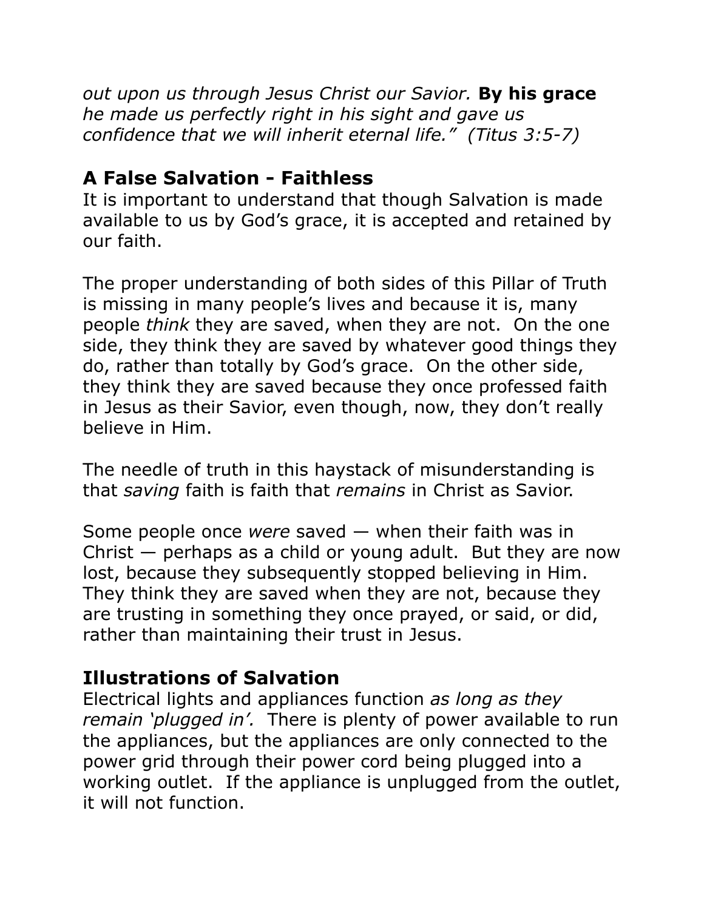*out upon us through Jesus Christ our Savior.* **By his grace** *he made us perfectly right in his sight and gave us confidence that we will inherit eternal life." (Titus 3:5-7)*

## A False Salvation - Faithless

It is important to understand that though Salvation is made available to us by God's grace, it is accepted and retained by our faith.

The proper understanding of both sides of this Pillar of Truth is missing in many people's lives and because it is, many people *think* they are saved, when they are not. On the one side, they think they are saved by whatever good things they do, rather than totally by God's grace. On the other side, they think they are saved because they once professed faith in Jesus as their Savior, even though, now, they don't really believe in Him.

The needle of truth in this haystack of misunderstanding is that *saving* faith is faith that *remains* in Christ as Savior.

Some people once *were* saved — when their faith was in Christ — perhaps as a child or young adult. But they are now lost, because they subsequently stopped believing in Him. They think they are saved when they are not, because they are trusting in something they once prayed, or said, or did, rather than maintaining their trust in Jesus.

## Illustrations of Salvation

Electrical lights and appliances function *as long as they remain 'plugged in'.* There is plenty of power available to run the appliances, but the appliances are only connected to the power grid through their power cord being plugged into a working outlet. If the appliance is unplugged from the outlet, it will not function.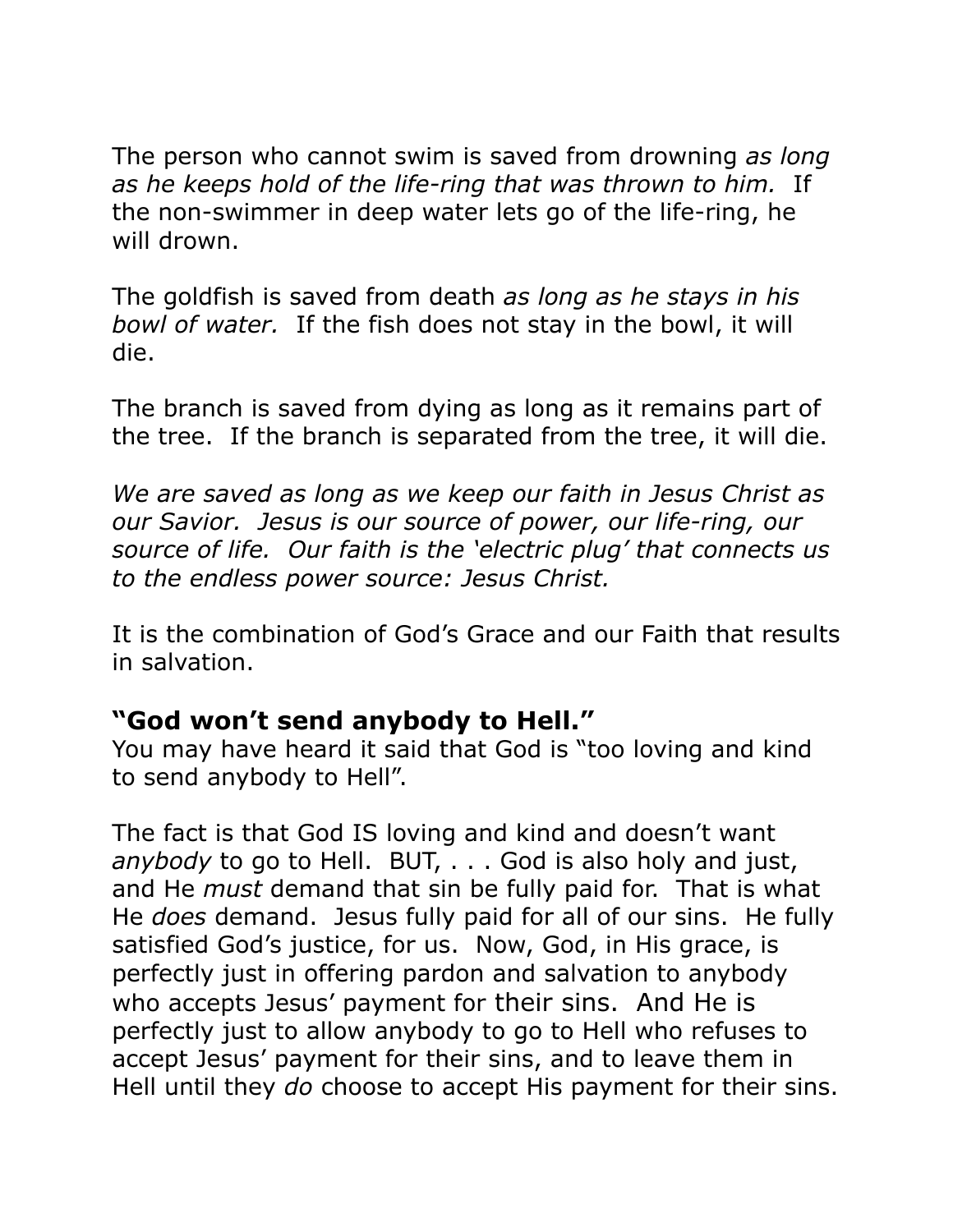The person who cannot swim is saved from drowning *as long as he keeps hold of the life-ring that was thrown to him.* If the non-swimmer in deep water lets go of the life-ring, he will drown.

The goldfish is saved from death *as long as he stays in his bowl of water.* If the fish does not stay in the bowl, it will die.

The branch is saved from dying as long as it remains part of the tree. If the branch is separated from the tree, it will die.

*We are saved as long as we keep our faith in Jesus Christ as our Savior. Jesus is our source of power, our life-ring, our source of life. Our faith is the 'electric plug' that connects us to the endless power source: Jesus Christ.*

It is the combination of God's Grace and our Faith that results in salvation.

**"God won't send anybody to Hell."**

You may have heard it said that God is "too loving and kind to send anybody to Hell".

The fact is that God IS loving and kind and doesn't want *anybody* to go to Hell. BUT, . . . God is also holy and just, and He *must* demand that sin be fully paid for. That is what He *does* demand. Jesus fully paid for all of our sins. He fully satisfied God's justice, for us. Now, God, in His grace, is perfectly just in offering pardon and salvation to anybody who accepts Jesus' payment for their sins. And He is perfectly just to allow anybody to go to Hell who refuses to accept Jesus' payment for their sins, and to leave them in Hell until they *do* choose to accept His payment for their sins.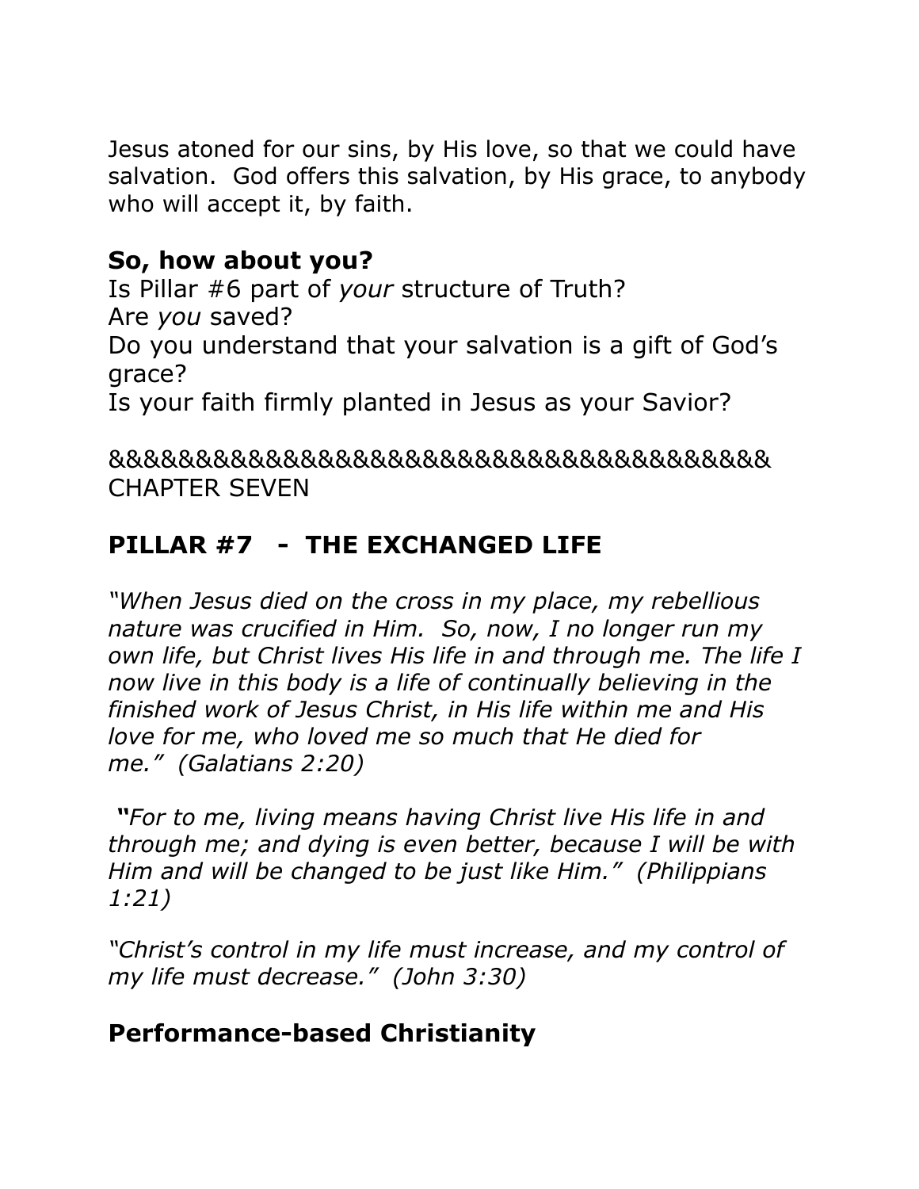Jesus atoned for our sins, by His love, so that we could have salvation. God offers this salvation, by His grace, to anybody who will accept it, by faith.

**So, how about you?**
Is Pillar #6 part of *your* structure of Truth?
Are *you* saved?
Do you understand that your salvation is a gift of God's grace?
Is your faith firmly planted in Jesus as your Savior?

&&&&&&&&&&&&&&&&&&&&&&&&&&&&&&&&&&&&
CHAPTER SEVEN

## PILLAR #7 - THE EXCHANGED LIFE

*"When Jesus died on the cross in my place, my rebellious nature was crucified in Him. So, now, I no longer run my own life, but Christ lives His life in and through me. The life I now live in this body is a life of continually believing in the finished work of Jesus Christ, in His life within me and His love for me, who loved me so much that He died for me." (Galatians 2:20)*

***"****For to me, living means having Christ live His life in and through me; and dying is even better, because I will be with Him and will be changed to be just like Him." (Philippians 1:21)*

*"Christ's control in my life must increase, and my control of my life must decrease." (John 3:30)*

### Performance-based Christianity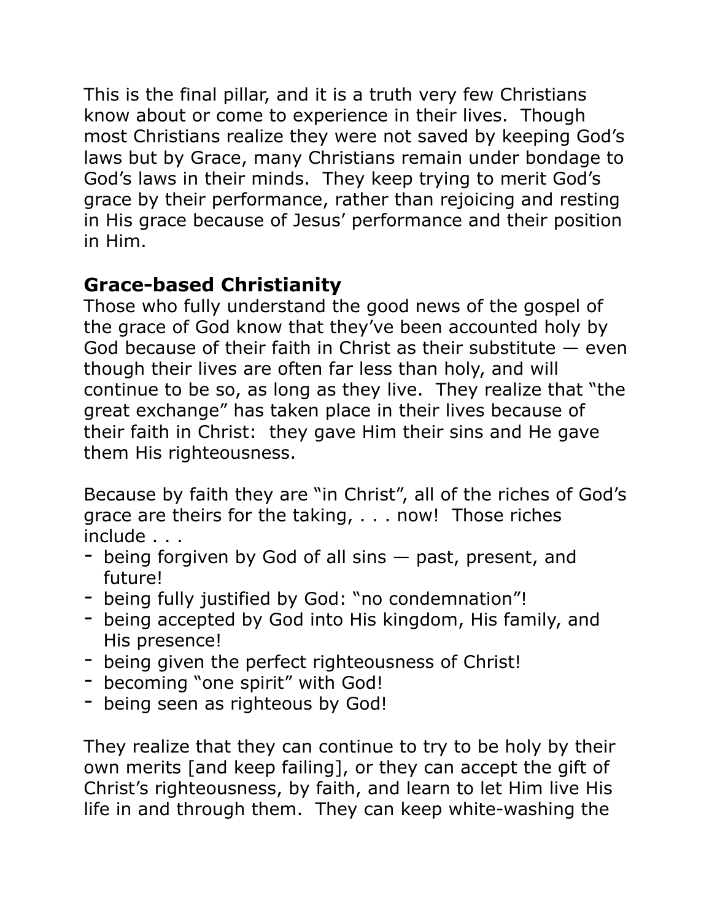This is the final pillar, and it is a truth very few Christians know about or come to experience in their lives. Though most Christians realize they were not saved by keeping God's laws but by Grace, many Christians remain under bondage to God's laws in their minds. They keep trying to merit God's grace by their performance, rather than rejoicing and resting in His grace because of Jesus' performance and their position in Him.

## Grace-based Christianity

Those who fully understand the good news of the gospel of the grace of God know that they've been accounted holy by God because of their faith in Christ as their substitute — even though their lives are often far less than holy, and will continue to be so, as long as they live. They realize that "the great exchange" has taken place in their lives because of their faith in Christ: they gave Him their sins and He gave them His righteousness.

Because by faith they are "in Christ", all of the riches of God's grace are theirs for the taking, . . . now! Those riches include . . .

- being forgiven by God of all sins — past, present, and future!
- being fully justified by God: "no condemnation"!
- being accepted by God into His kingdom, His family, and His presence!
- being given the perfect righteousness of Christ!
- becoming "one spirit" with God!
- being seen as righteous by God!

They realize that they can continue to try to be holy by their own merits [and keep failing], or they can accept the gift of Christ's righteousness, by faith, and learn to let Him live His life in and through them. They can keep white-washing the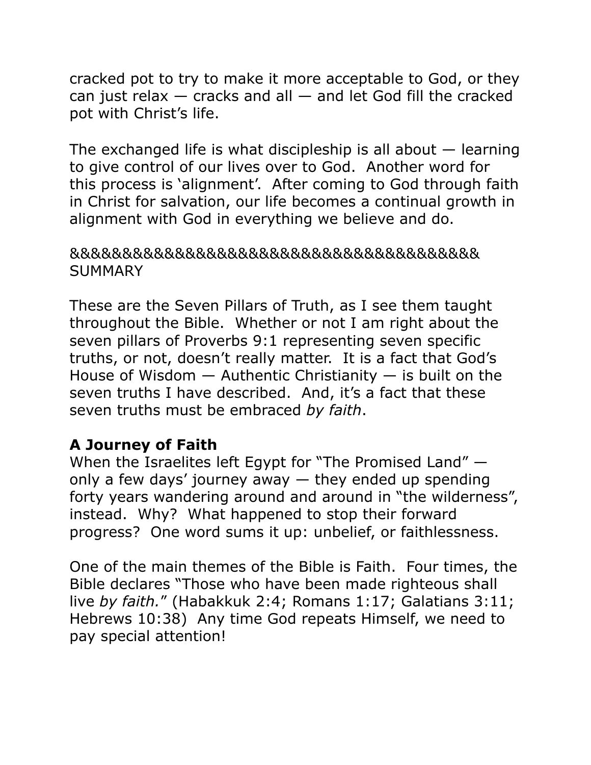cracked pot to try to make it more acceptable to God, or they can just relax — cracks and all — and let God fill the cracked pot with Christ's life.

The exchanged life is what discipleship is all about — learning to give control of our lives over to God. Another word for this process is 'alignment'. After coming to God through faith in Christ for salvation, our life becomes a continual growth in alignment with God in everything we believe and do.

&&&&&&&&&&&&&&&&&&&&&&&&&&&&&&&&&&&&&&&&
SUMMARY

These are the Seven Pillars of Truth, as I see them taught throughout the Bible. Whether or not I am right about the seven pillars of Proverbs 9:1 representing seven specific truths, or not, doesn't really matter. It is a fact that God's House of Wisdom — Authentic Christianity — is built on the seven truths I have described. And, it's a fact that these seven truths must be embraced *by faith*.

**A Journey of Faith**

When the Israelites left Egypt for "The Promised Land" — only a few days' journey away — they ended up spending forty years wandering around and around in "the wilderness", instead. Why? What happened to stop their forward progress? One word sums it up: unbelief, or faithlessness.

One of the main themes of the Bible is Faith. Four times, the Bible declares "Those who have been made righteous shall live *by faith.*" (Habakkuk 2:4; Romans 1:17; Galatians 3:11; Hebrews 10:38) Any time God repeats Himself, we need to pay special attention!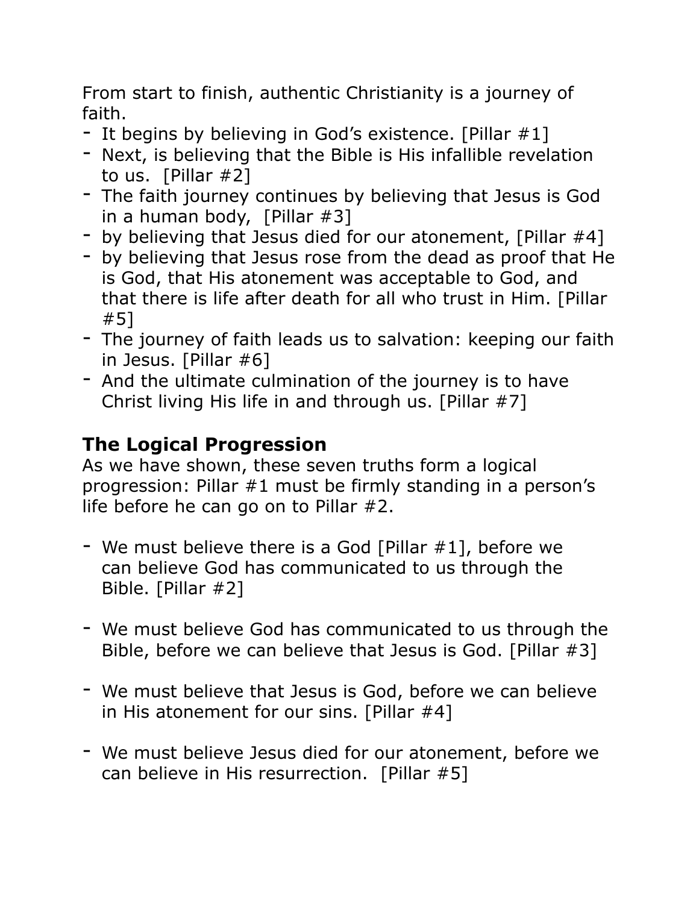From start to finish, authentic Christianity is a journey of faith.

- It begins by believing in God's existence. [Pillar #1]
- Next, is believing that the Bible is His infallible revelation to us. [Pillar #2]
- The faith journey continues by believing that Jesus is God in a human body, [Pillar #3]
- by believing that Jesus died for our atonement, [Pillar #4]
- by believing that Jesus rose from the dead as proof that He is God, that His atonement was acceptable to God, and that there is life after death for all who trust in Him. [Pillar #5]
- The journey of faith leads us to salvation: keeping our faith in Jesus. [Pillar #6]
- And the ultimate culmination of the journey is to have Christ living His life in and through us. [Pillar #7]

## The Logical Progression

As we have shown, these seven truths form a logical progression: Pillar #1 must be firmly standing in a person's life before he can go on to Pillar #2.

- We must believe there is a God [Pillar #1], before we can believe God has communicated to us through the Bible. [Pillar #2]

- We must believe God has communicated to us through the Bible, before we can believe that Jesus is God. [Pillar #3]

- We must believe that Jesus is God, before we can believe in His atonement for our sins. [Pillar #4]

- We must believe Jesus died for our atonement, before we can believe in His resurrection. [Pillar #5]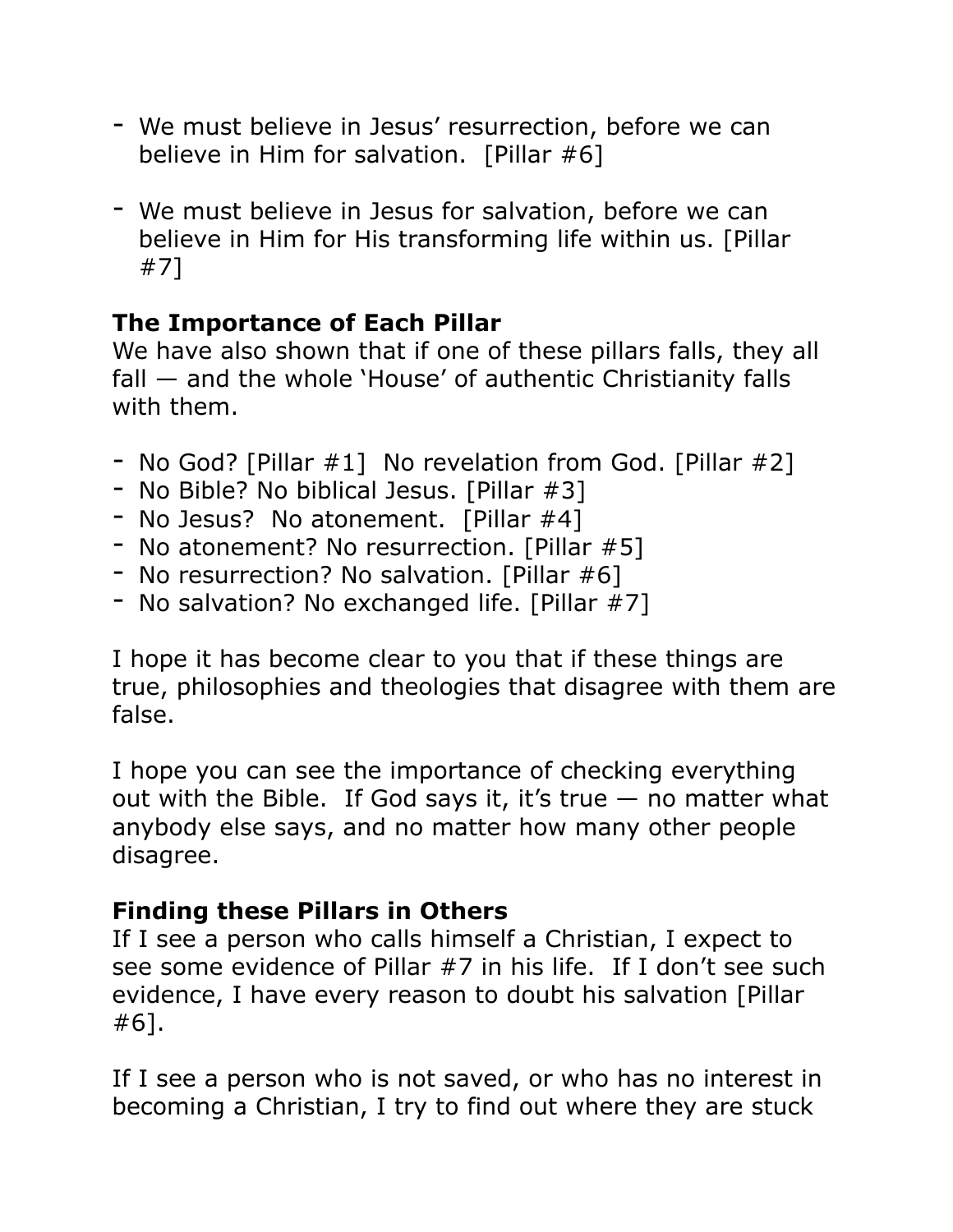- We must believe in Jesus' resurrection, before we can believe in Him for salvation. [Pillar #6]

- We must believe in Jesus for salvation, before we can believe in Him for His transforming life within us. [Pillar #7]

**The Importance of Each Pillar**

We have also shown that if one of these pillars falls, they all fall — and the whole 'House' of authentic Christianity falls with them.

- No God? [Pillar #1] No revelation from God. [Pillar #2]
- No Bible? No biblical Jesus. [Pillar #3]
- No Jesus? No atonement. [Pillar #4]
- No atonement? No resurrection. [Pillar #5]
- No resurrection? No salvation. [Pillar #6]
- No salvation? No exchanged life. [Pillar #7]

I hope it has become clear to you that if these things are true, philosophies and theologies that disagree with them are false.

I hope you can see the importance of checking everything out with the Bible. If God says it, it's true — no matter what anybody else says, and no matter how many other people disagree.

**Finding these Pillars in Others**

If I see a person who calls himself a Christian, I expect to see some evidence of Pillar #7 in his life. If I don't see such evidence, I have every reason to doubt his salvation [Pillar #6].

If I see a person who is not saved, or who has no interest in becoming a Christian, I try to find out where they are stuck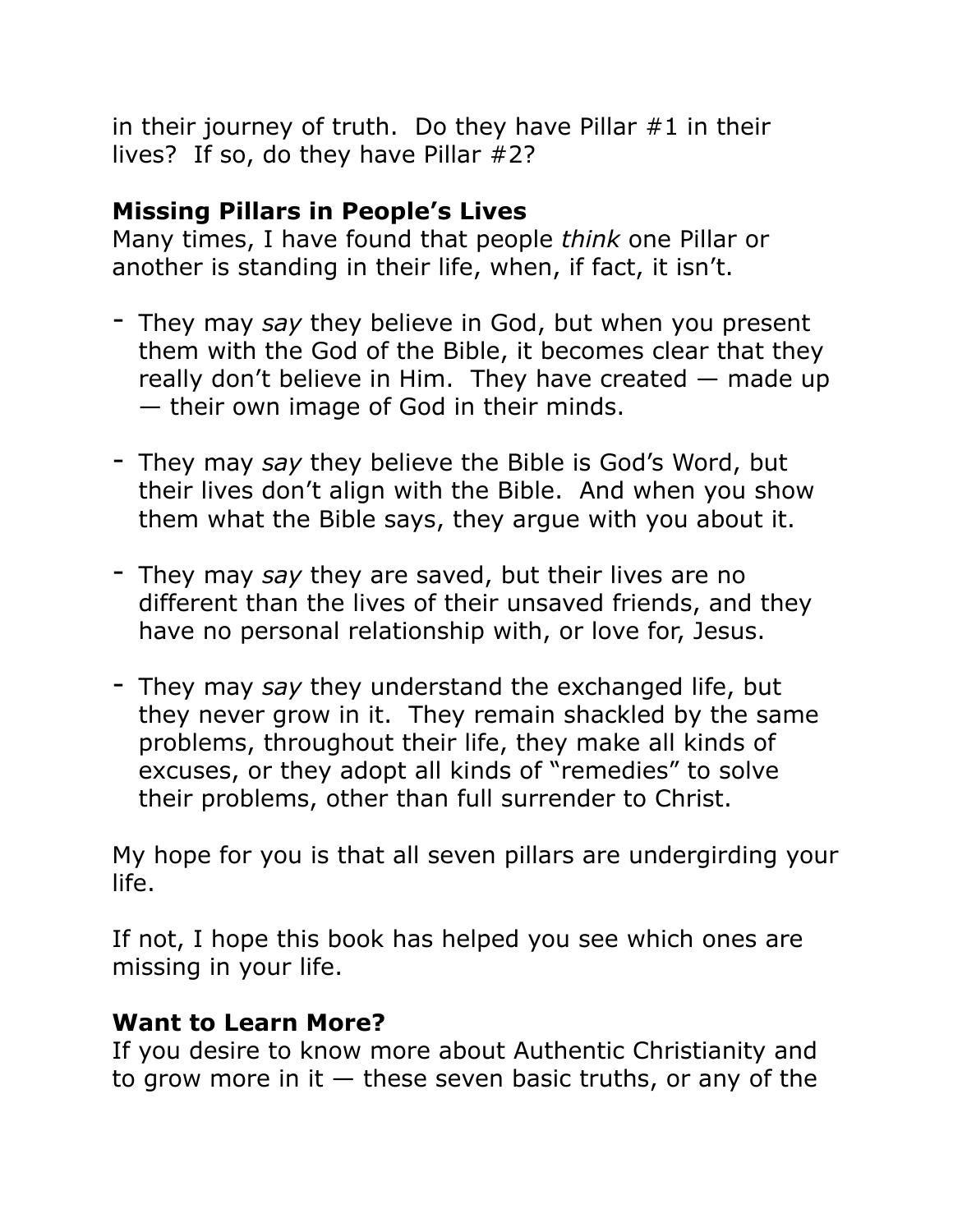in their journey of truth.  Do they have Pillar #1 in their lives?  If so, do they have Pillar #2?

**Missing Pillars in People's Lives**
Many times, I have found that people *think* one Pillar or another is standing in their life, when, if fact, it isn't.

- They may *say* they believe in God, but when you present them with the God of the Bible, it becomes clear that they really don't believe in Him.  They have created — made up — their own image of God in their minds.

- They may *say* they believe the Bible is God's Word, but their lives don't align with the Bible.  And when you show them what the Bible says, they argue with you about it.

- They may *say* they are saved, but their lives are no different than the lives of their unsaved friends, and they have no personal relationship with, or love for, Jesus.

- They may *say* they understand the exchanged life, but they never grow in it.  They remain shackled by the same problems, throughout their life, they make all kinds of excuses, or they adopt all kinds of "remedies" to solve their problems, other than full surrender to Christ.

My hope for you is that all seven pillars are undergirding your life.

If not, I hope this book has helped you see which ones are missing in your life.

**Want to Learn More?**
If you desire to know more about Authentic Christianity and to grow more in it — these seven basic truths, or any of the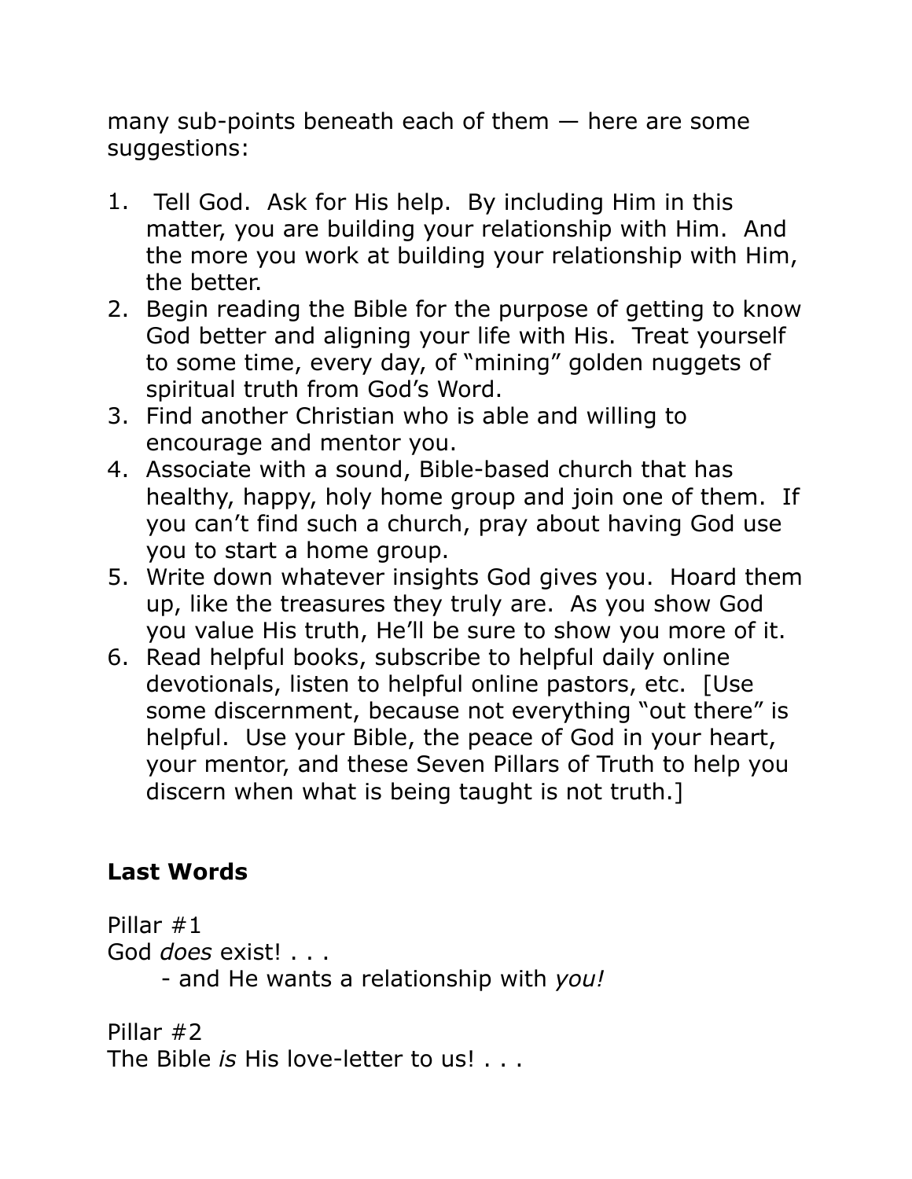many sub-points beneath each of them — here are some suggestions:

1. Tell God. Ask for His help. By including Him in this matter, you are building your relationship with Him. And the more you work at building your relationship with Him, the better.
2. Begin reading the Bible for the purpose of getting to know God better and aligning your life with His. Treat yourself to some time, every day, of "mining" golden nuggets of spiritual truth from God's Word.
3. Find another Christian who is able and willing to encourage and mentor you.
4. Associate with a sound, Bible-based church that has healthy, happy, holy home group and join one of them. If you can't find such a church, pray about having God use you to start a home group.
5. Write down whatever insights God gives you. Hoard them up, like the treasures they truly are. As you show God you value His truth, He'll be sure to show you more of it.
6. Read helpful books, subscribe to helpful daily online devotionals, listen to helpful online pastors, etc. [Use some discernment, because not everything "out there" is helpful. Use your Bible, the peace of God in your heart, your mentor, and these Seven Pillars of Truth to help you discern when what is being taught is not truth.]

**Last Words**

Pillar #1
God *does* exist! . . .
- and He wants a relationship with *you!*

Pillar #2
The Bible *is* His love-letter to us! . . .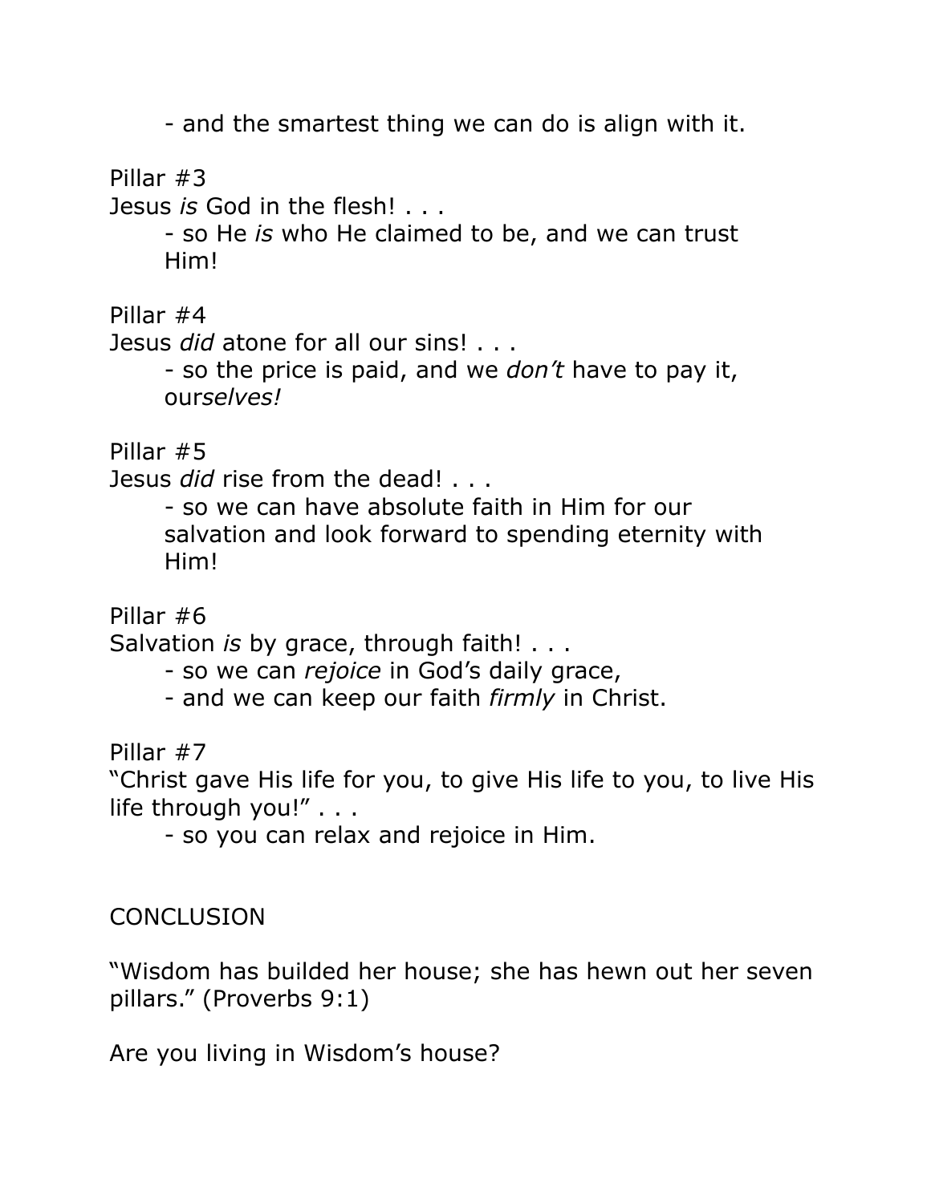- and the smartest thing we can do is align with it.

Pillar #3
Jesus *is* God in the flesh! . . .

- so He *is* who He claimed to be, and we can trust Him!

Pillar #4
Jesus *did* atone for all our sins! . . .

- so the price is paid, and we *don't* have to pay it, our*selves!*

Pillar #5
Jesus *did* rise from the dead! . . .

- so we can have absolute faith in Him for our salvation and look forward to spending eternity with Him!

Pillar #6
Salvation *is* by grace, through faith! . . .

- so we can *rejoice* in God's daily grace,
- and we can keep our faith *firmly* in Christ.

Pillar #7
"Christ gave His life for you, to give His life to you, to live His life through you!" . . .

- so you can relax and rejoice in Him.

CONCLUSION

"Wisdom has builded her house; she has hewn out her seven pillars." (Proverbs 9:1)

Are you living in Wisdom's house?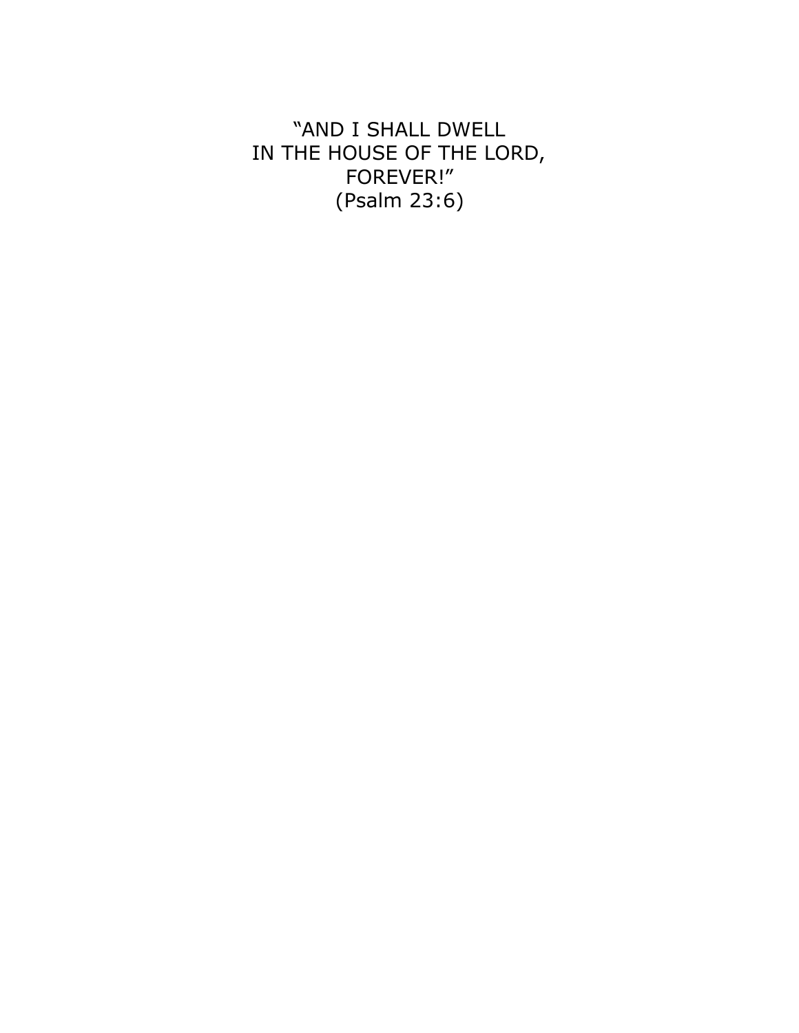"AND I SHALL DWELL
IN THE HOUSE OF THE LORD,
FOREVER!"
(Psalm 23:6)